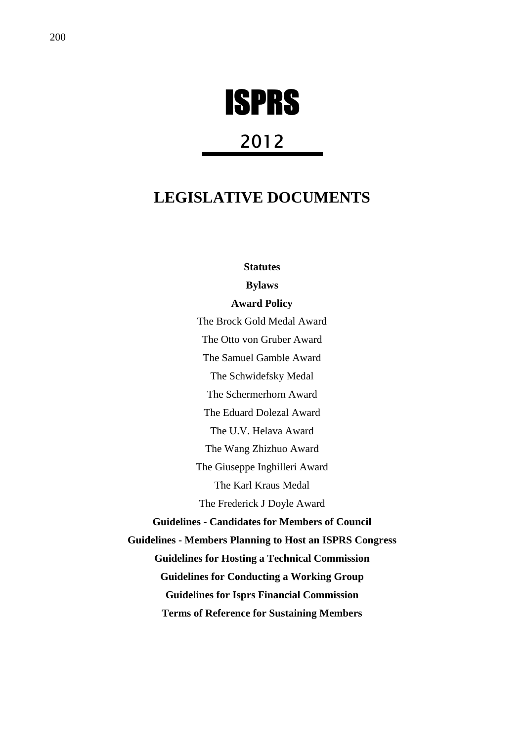# ISPRS

## 2012

## LEGISLATIVE DOCUMENTS

**Statutes**

**Bylaws**

**Award Policy**

The Brock Gold Medal Award

The Otto von Gruber Award

The Samuel Gamble Award

The Schwidefsky Medal

The Schermerhorn Award

The Eduard Dolezal Award

The U.V. Helava Award

The Wang Zhizhuo Award

The Giuseppe Inghilleri Award

The Karl Kraus Medal

The Frederick J Doyle Award

**Guidelines - Candidates for Members of Council**

**Guidelines - Members Planning to Host an ISPRS Congress**

**Guidelines for Hosting a Technical Commission**

**Guidelines for Conducting a Working Group**

**Guidelines for Isprs Financial Commission**

**Terms of Reference for Sustaining Members**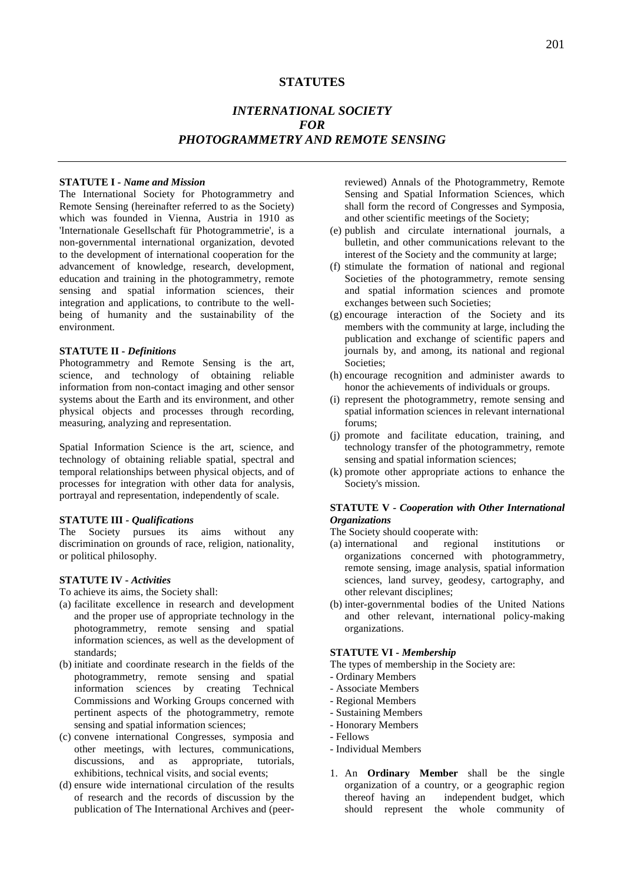# STATUTES

## *INTERNATIONAL SOCIETY FOR PHOTOGRAMMETRY AND REMOTE SENSING*

### STATUTE I - *Name and Mission*

The International Society for Photogrammetry and Remote Sensing (hereinafter referred to as the Society) which was founded in Vienna, Austria in 1910 as 'Internationale Gesellschaft für Photogrammetrie', is a non-governmental international organization, devoted to the development of international cooperation for the advancement of knowledge, research, development, education and training in the photogrammetry, remote sensing and spatial information sciences, their integration and applications, to contribute to the well-being of humanity and the sustainability of the environment.

### STATUTE II - *Definitions*

Photogrammetry and Remote Sensing is the art, science, and technology of obtaining reliable information from non-contact imaging and other sensor systems about the Earth and its environment, and other physical objects and processes through recording, measuring, analyzing and representation.

Spatial Information Science is the art, science, and technology of obtaining reliable spatial, spectral and temporal relationships between physical objects, and of processes for integration with other data for analysis, portrayal and representation, independently of scale.

### STATUTE III - *Qualifications*

The Society pursues its aims without any discrimination on grounds of race, religion, nationality, or political philosophy.

### STATUTE IV - *Activities*

To achieve its aims, the Society shall:

(a) facilitate excellence in research and development and the proper use of appropriate technology in the photogrammetry, remote sensing and spatial information sciences, as well as the development of standards;

(b) initiate and coordinate research in the fields of the photogrammetry, remote sensing and spatial information sciences by creating Technical Commissions and Working Groups concerned with pertinent aspects of the photogrammetry, remote sensing and spatial information sciences;

(c) convene international Congresses, symposia and other meetings, with lectures, communications, discussions, and as appropriate, tutorials, exhibitions, technical visits, and social events;

(d) ensure wide international circulation of the results of research and the records of discussion by the publication of The International Archives and (peer-reviewed) Annals of the Photogrammetry, Remote Sensing and Spatial Information Sciences, which shall form the record of Congresses and Symposia, and other scientific meetings of the Society;

(e) publish and circulate international journals, a bulletin, and other communications relevant to the interest of the Society and the community at large;

(f) stimulate the formation of national and regional Societies of the photogrammetry, remote sensing and spatial information sciences and promote exchanges between such Societies;

(g) encourage interaction of the Society and its members with the community at large, including the publication and exchange of scientific papers and journals by, and among, its national and regional Societies;

(h) encourage recognition and administer awards to honor the achievements of individuals or groups.

(i) represent the photogrammetry, remote sensing and spatial information sciences in relevant international forums;

(j) promote and facilitate education, training, and technology transfer of the photogrammetry, remote sensing and spatial information sciences;

(k) promote other appropriate actions to enhance the Society's mission.

### STATUTE V - *Cooperation with Other International Organizations*

The Society should cooperate with:

(a) international and regional institutions or organizations concerned with photogrammetry, remote sensing, image analysis, spatial information sciences, land survey, geodesy, cartography, and other relevant disciplines;

(b) inter-governmental bodies of the United Nations and other relevant, international policy-making organizations.

### STATUTE VI - *Membership*

The types of membership in the Society are:

- Ordinary Members
- Associate Members
- Regional Members
- Sustaining Members
- Honorary Members
- Fellows
- Individual Members

1. An **Ordinary Member** shall be the single organization of a country, or a geographic region thereof having an independent budget, which should represent the whole community of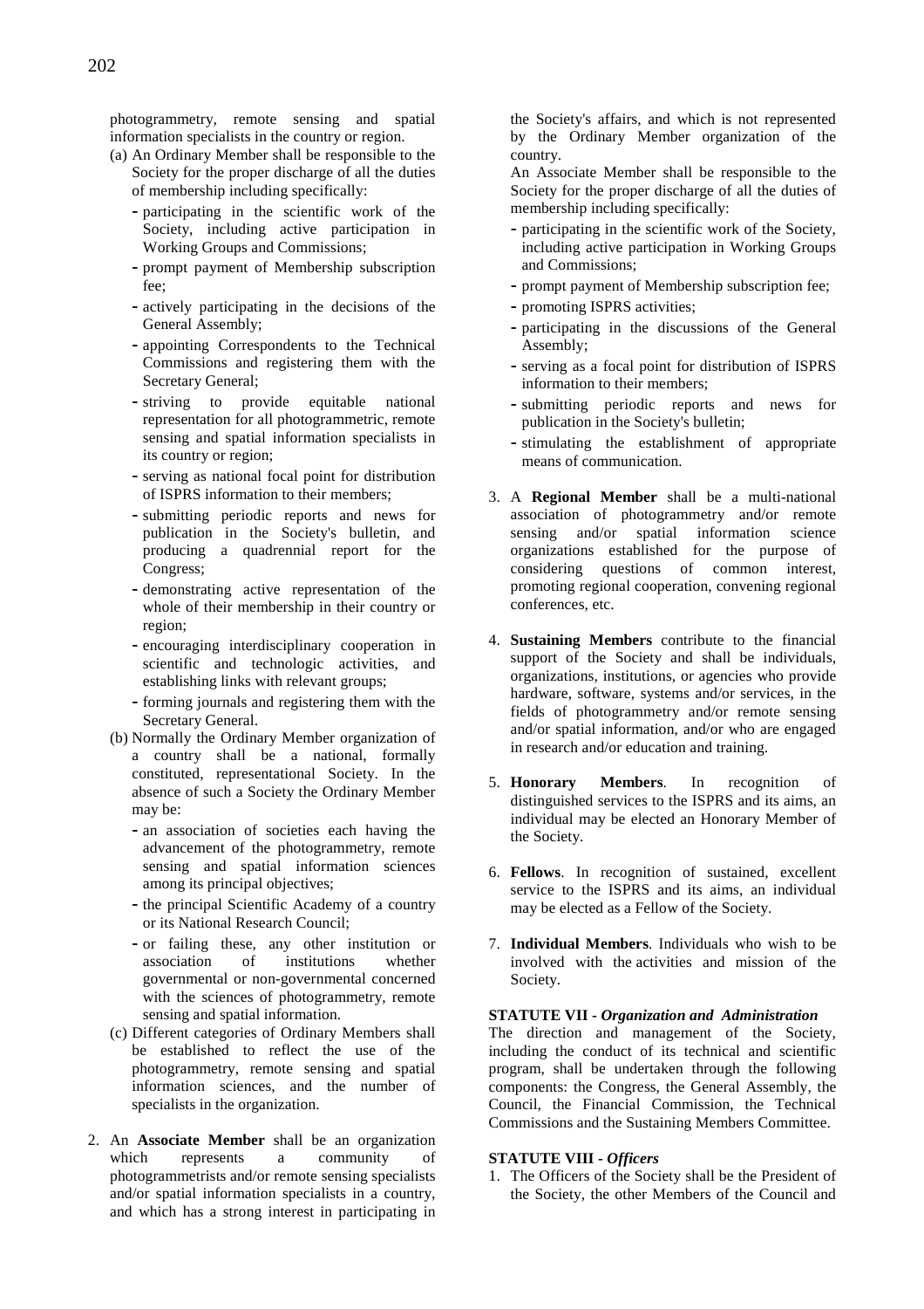photogrammetry, remote sensing and spatial information specialists in the country or region.

(a) An Ordinary Member shall be responsible to the Society for the proper discharge of all the duties of membership including specifically:
   - participating in the scientific work of the Society, including active participation in Working Groups and Commissions;
   - prompt payment of Membership subscription fee;
   - actively participating in the decisions of the General Assembly;
   - appointing Correspondents to the Technical Commissions and registering them with the Secretary General;
   - striving to provide equitable national representation for all photogrammetric, remote sensing and spatial information specialists in its country or region;
   - serving as national focal point for distribution of ISPRS information to their members;
   - submitting periodic reports and news for publication in the Society's bulletin, and producing a quadrennial report for the Congress;
   - demonstrating active representation of the whole of their membership in their country or region;
   - encouraging interdisciplinary cooperation in scientific and technologic activities, and establishing links with relevant groups;
   - forming journals and registering them with the Secretary General.

(b) Normally the Ordinary Member organization of a country shall be a national, formally constituted, representational Society. In the absence of such a Society the Ordinary Member may be:
   - an association of societies each having the advancement of the photogrammetry, remote sensing and spatial information sciences among its principal objectives;
   - the principal Scientific Academy of a country or its National Research Council;
   - or failing these, any other institution or association of institutions whether governmental or non-governmental concerned with the sciences of photogrammetry, remote sensing and spatial information.

(c) Different categories of Ordinary Members shall be established to reflect the use of the photogrammetry, remote sensing and spatial information sciences, and the number of specialists in the organization.

2. An **Associate Member** shall be an organization which represents a community of photogrammetrists and/or remote sensing specialists and/or spatial information specialists in a country, and which has a strong interest in participating in the Society's affairs, and which is not represented by the Ordinary Member organization of the country.

   An Associate Member shall be responsible to the Society for the proper discharge of all the duties of membership including specifically:
   - participating in the scientific work of the Society, including active participation in Working Groups and Commissions;
   - prompt payment of Membership subscription fee;
   - promoting ISPRS activities;
   - participating in the discussions of the General Assembly;
   - serving as a focal point for distribution of ISPRS information to their members;
   - submitting periodic reports and news for publication in the Society's bulletin;
   - stimulating the establishment of appropriate means of communication.

3. A **Regional Member** shall be a multi-national association of photogrammetry and/or remote sensing and/or spatial information science organizations established for the purpose of considering questions of common interest, promoting regional cooperation, convening regional conferences, etc.

4. **Sustaining Members** contribute to the financial support of the Society and shall be individuals, organizations, institutions, or agencies who provide hardware, software, systems and/or services, in the fields of photogrammetry and/or remote sensing and/or spatial information, and/or who are engaged in research and/or education and training.

5. **Honorary Members**. In recognition of distinguished services to the ISPRS and its aims, an individual may be elected an Honorary Member of the Society.

6. **Fellows**. In recognition of sustained, excellent service to the ISPRS and its aims, an individual may be elected as a Fellow of the Society.

7. **Individual Members**. Individuals who wish to be involved with the activities and mission of the Society.

### STATUTE VII - *Organization and Administration*

The direction and management of the Society, including the conduct of its technical and scientific program, shall be undertaken through the following components: the Congress, the General Assembly, the Council, the Financial Commission, the Technical Commissions and the Sustaining Members Committee.

### STATUTE VIII - *Officers*

1. The Officers of the Society shall be the President of the Society, the other Members of the Council and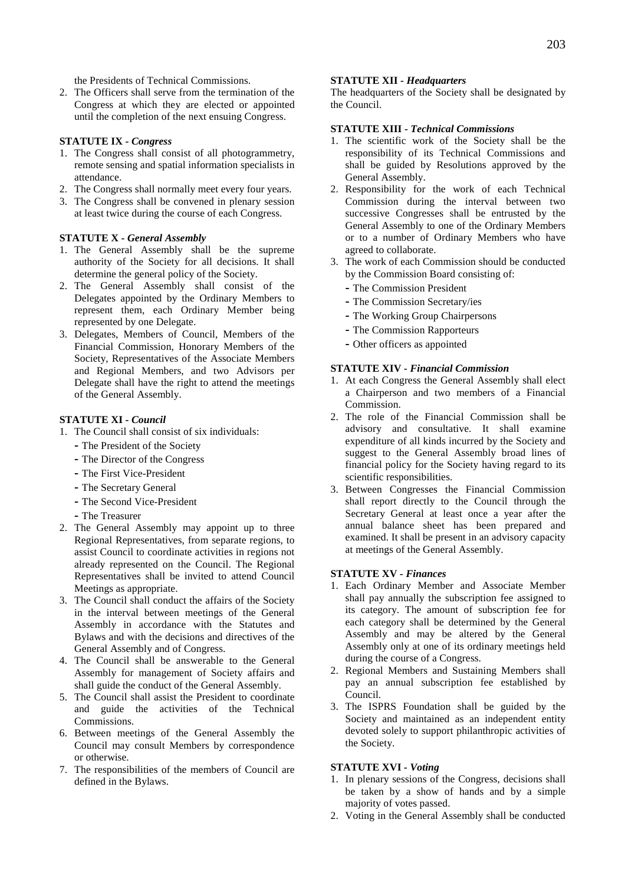the Presidents of Technical Commissions.

2. The Officers shall serve from the termination of the Congress at which they are elected or appointed until the completion of the next ensuing Congress.

**STATUTE IX -** ***Congress***

1. The Congress shall consist of all photogrammetry, remote sensing and spatial information specialists in attendance.
2. The Congress shall normally meet every four years.
3. The Congress shall be convened in plenary session at least twice during the course of each Congress.

**STATUTE X -** ***General Assembly***

1. The General Assembly shall be the supreme authority of the Society for all decisions. It shall determine the general policy of the Society.
2. The General Assembly shall consist of the Delegates appointed by the Ordinary Members to represent them, each Ordinary Member being represented by one Delegate.
3. Delegates, Members of Council, Members of the Financial Commission, Honorary Members of the Society, Representatives of the Associate Members and Regional Members, and two Advisors per Delegate shall have the right to attend the meetings of the General Assembly.

**STATUTE XI -** ***Council***

1. The Council shall consist of six individuals:
   - The President of the Society
   - The Director of the Congress
   - The First Vice-President
   - The Secretary General
   - The Second Vice-President
   - The Treasurer
2. The General Assembly may appoint up to three Regional Representatives, from separate regions, to assist Council to coordinate activities in regions not already represented on the Council. The Regional Representatives shall be invited to attend Council Meetings as appropriate.
3. The Council shall conduct the affairs of the Society in the interval between meetings of the General Assembly in accordance with the Statutes and Bylaws and with the decisions and directives of the General Assembly and of Congress.
4. The Council shall be answerable to the General Assembly for management of Society affairs and shall guide the conduct of the General Assembly.
5. The Council shall assist the President to coordinate and guide the activities of the Technical Commissions.
6. Between meetings of the General Assembly the Council may consult Members by correspondence or otherwise.
7. The responsibilities of the members of Council are defined in the Bylaws.

**STATUTE XII -** ***Headquarters***

The headquarters of the Society shall be designated by the Council.

**STATUTE XIII -** ***Technical Commissions***

1. The scientific work of the Society shall be the responsibility of its Technical Commissions and shall be guided by Resolutions approved by the General Assembly.
2. Responsibility for the work of each Technical Commission during the interval between two successive Congresses shall be entrusted by the General Assembly to one of the Ordinary Members or to a number of Ordinary Members who have agreed to collaborate.
3. The work of each Commission should be conducted by the Commission Board consisting of:
   - The Commission President
   - The Commission Secretary/ies
   - The Working Group Chairpersons
   - The Commission Rapporteurs
   - Other officers as appointed

**STATUTE XIV -** ***Financial Commission***

1. At each Congress the General Assembly shall elect a Chairperson and two members of a Financial Commission.
2. The role of the Financial Commission shall be advisory and consultative. It shall examine expenditure of all kinds incurred by the Society and suggest to the General Assembly broad lines of financial policy for the Society having regard to its scientific responsibilities.
3. Between Congresses the Financial Commission shall report directly to the Council through the Secretary General at least once a year after the annual balance sheet has been prepared and examined. It shall be present in an advisory capacity at meetings of the General Assembly.

**STATUTE XV -** ***Finances***

1. Each Ordinary Member and Associate Member shall pay annually the subscription fee assigned to its category. The amount of subscription fee for each category shall be determined by the General Assembly and may be altered by the General Assembly only at one of its ordinary meetings held during the course of a Congress.
2. Regional Members and Sustaining Members shall pay an annual subscription fee established by Council.
3. The ISPRS Foundation shall be guided by the Society and maintained as an independent entity devoted solely to support philanthropic activities of the Society.

**STATUTE XVI -** ***Voting***

1. In plenary sessions of the Congress, decisions shall be taken by a show of hands and by a simple majority of votes passed.
2. Voting in the General Assembly shall be conducted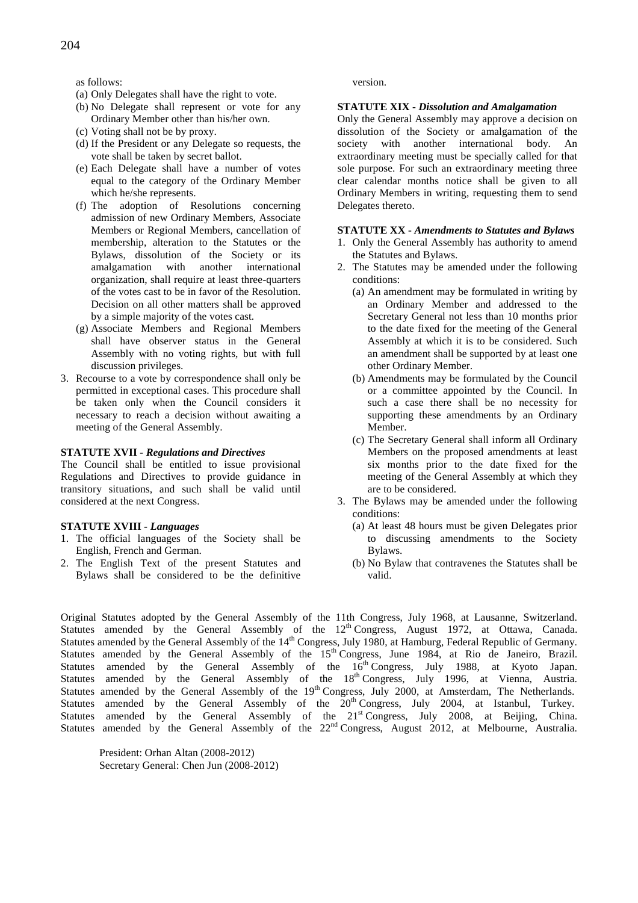as follows:

(a) Only Delegates shall have the right to vote.
(b) No Delegate shall represent or vote for any Ordinary Member other than his/her own.
(c) Voting shall not be by proxy.
(d) If the President or any Delegate so requests, the vote shall be taken by secret ballot.
(e) Each Delegate shall have a number of votes equal to the category of the Ordinary Member which he/she represents.
(f) The adoption of Resolutions concerning admission of new Ordinary Members, Associate Members or Regional Members, cancellation of membership, alteration to the Statutes or the Bylaws, dissolution of the Society or its amalgamation with another international organization, shall require at least three-quarters of the votes cast to be in favor of the Resolution. Decision on all other matters shall be approved by a simple majority of the votes cast.
(g) Associate Members and Regional Members shall have observer status in the General Assembly with no voting rights, but with full discussion privileges.

3. Recourse to a vote by correspondence shall only be permitted in exceptional cases. This procedure shall be taken only when the Council considers it necessary to reach a decision without awaiting a meeting of the General Assembly.

**STATUTE XVII -** ***Regulations and Directives***

The Council shall be entitled to issue provisional Regulations and Directives to provide guidance in transitory situations, and such shall be valid until considered at the next Congress.

**STATUTE XVIII -** ***Languages***

1. The official languages of the Society shall be English, French and German.
2. The English Text of the present Statutes and Bylaws shall be considered to be the definitive version.

**STATUTE XIX -** ***Dissolution and Amalgamation***

Only the General Assembly may approve a decision on dissolution of the Society or amalgamation of the society with another international body. An extraordinary meeting must be specially called for that sole purpose. For such an extraordinary meeting three clear calendar months notice shall be given to all Ordinary Members in writing, requesting them to send Delegates thereto.

**STATUTE XX -** ***Amendments to Statutes and Bylaws***

1. Only the General Assembly has authority to amend the Statutes and Bylaws.
2. The Statutes may be amended under the following conditions:
   (a) An amendment may be formulated in writing by an Ordinary Member and addressed to the Secretary General not less than 10 months prior to the date fixed for the meeting of the General Assembly at which it is to be considered. Such an amendment shall be supported by at least one other Ordinary Member.
   (b) Amendments may be formulated by the Council or a committee appointed by the Council. In such a case there shall be no necessity for supporting these amendments by an Ordinary Member.
   (c) The Secretary General shall inform all Ordinary Members on the proposed amendments at least six months prior to the date fixed for the meeting of the General Assembly at which they are to be considered.
3. The Bylaws may be amended under the following conditions:
   (a) At least 48 hours must be given Delegates prior to discussing amendments to the Society Bylaws.
   (b) No Bylaw that contravenes the Statutes shall be valid.

Original Statutes adopted by the General Assembly of the 11th Congress, July 1968, at Lausanne, Switzerland.
Statutes amended by the General Assembly of the 12th Congress, August 1972, at Ottawa, Canada.
Statutes amended by the General Assembly of the 14th Congress, July 1980, at Hamburg, Federal Republic of Germany.
Statutes amended by the General Assembly of the 15th Congress, June 1984, at Rio de Janeiro, Brazil.
Statutes amended by the General Assembly of the 16th Congress, July 1988, at Kyoto Japan.
Statutes amended by the General Assembly of the 18th Congress, July 1996, at Vienna, Austria.
Statutes amended by the General Assembly of the 19th Congress, July 2000, at Amsterdam, The Netherlands.
Statutes amended by the General Assembly of the 20th Congress, July 2004, at Istanbul, Turkey.
Statutes amended by the General Assembly of the 21st Congress, July 2008, at Beijing, China.
Statutes amended by the General Assembly of the 22nd Congress, August 2012, at Melbourne, Australia.

President: Orhan Altan (2008-2012)
Secretary General: Chen Jun (2008-2012)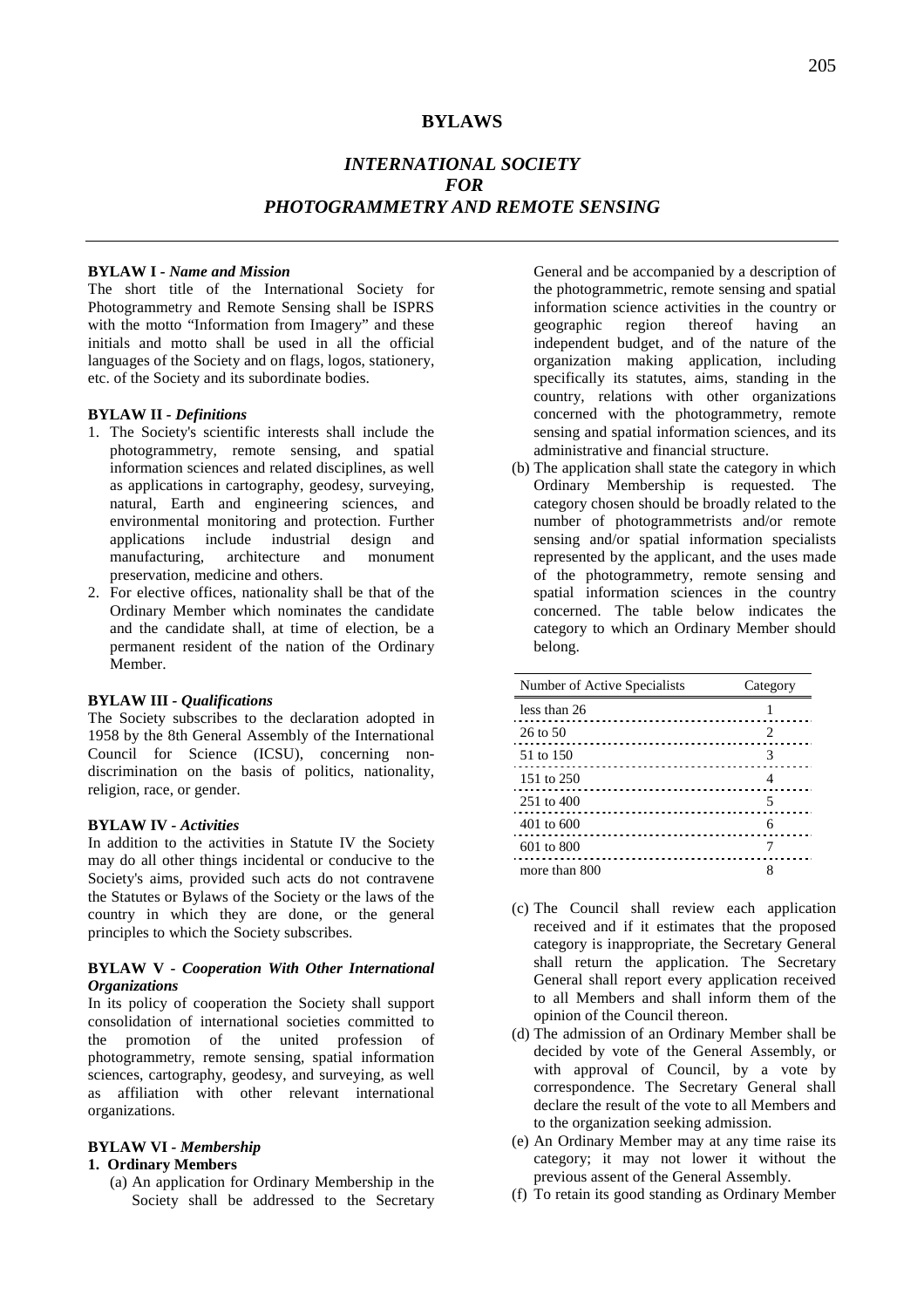# BYLAWS

## *INTERNATIONAL SOCIETY FOR PHOTOGRAMMETRY AND REMOTE SENSING*

### BYLAW I - *Name and Mission*

The short title of the International Society for Photogrammetry and Remote Sensing shall be ISPRS with the motto "Information from Imagery" and these initials and motto shall be used in all the official languages of the Society and on flags, logos, stationery, etc. of the Society and its subordinate bodies.

### BYLAW II - *Definitions*

1. The Society's scientific interests shall include the photogrammetry, remote sensing, and spatial information sciences and related disciplines, as well as applications in cartography, geodesy, surveying, natural, Earth and engineering sciences, and environmental monitoring and protection. Further applications include industrial design and manufacturing, architecture and monument preservation, medicine and others.
2. For elective offices, nationality shall be that of the Ordinary Member which nominates the candidate and the candidate shall, at time of election, be a permanent resident of the nation of the Ordinary Member.

### BYLAW III - *Qualifications*

The Society subscribes to the declaration adopted in 1958 by the 8th General Assembly of the International Council for Science (ICSU), concerning non-discrimination on the basis of politics, nationality, religion, race, or gender.

### BYLAW IV - *Activities*

In addition to the activities in Statute IV the Society may do all other things incidental or conducive to the Society's aims, provided such acts do not contravene the Statutes or Bylaws of the Society or the laws of the country in which they are done, or the general principles to which the Society subscribes.

### BYLAW V - *Cooperation With Other International Organizations*

In its policy of cooperation the Society shall support consolidation of international societies committed to the promotion of the united profession of photogrammetry, remote sensing, spatial information sciences, cartography, geodesy, and surveying, as well as affiliation with other relevant international organizations.

### BYLAW VI - *Membership*

**1. Ordinary Members**

(a) An application for Ordinary Membership in the Society shall be addressed to the Secretary General and be accompanied by a description of the photogrammetric, remote sensing and spatial information science activities in the country or geographic region thereof having an independent budget, and of the nature of the organization making application, including specifically its statutes, aims, standing in the country, relations with other organizations concerned with the photogrammetry, remote sensing and spatial information sciences, and its administrative and financial structure.

(b) The application shall state the category in which Ordinary Membership is requested. The category chosen should be broadly related to the number of photogrammetrists and/or remote sensing and/or spatial information specialists represented by the applicant, and the uses made of the photogrammetry, remote sensing and spatial information sciences in the country concerned. The table below indicates the category to which an Ordinary Member should belong.

| Number of Active Specialists | Category |
|---|---|
| less than 26 | 1 |
| 26 to 50 | 2 |
| 51 to 150 | 3 |
| 151 to 250 | 4 |
| 251 to 400 | 5 |
| 401 to 600 | 6 |
| 601 to 800 | 7 |
| more than 800 | 8 |

(c) The Council shall review each application received and if it estimates that the proposed category is inappropriate, the Secretary General shall return the application. The Secretary General shall report every application received to all Members and shall inform them of the opinion of the Council thereon.

(d) The admission of an Ordinary Member shall be decided by vote of the General Assembly, or with approval of Council, by a vote by correspondence. The Secretary General shall declare the result of the vote to all Members and to the organization seeking admission.

(e) An Ordinary Member may at any time raise its category; it may not lower it without the previous assent of the General Assembly.

(f) To retain its good standing as Ordinary Member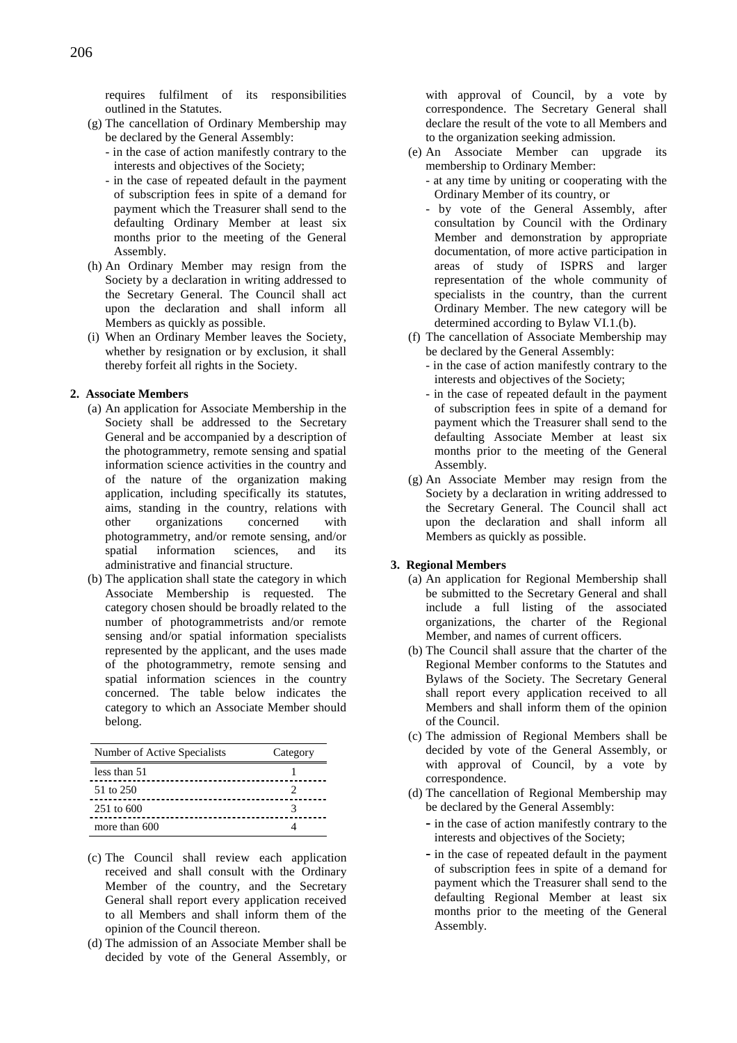requires fulfilment of its responsibilities outlined in the Statutes.

(g) The cancellation of Ordinary Membership may be declared by the General Assembly:
   - in the case of action manifestly contrary to the interests and objectives of the Society;
   - in the case of repeated default in the payment of subscription fees in spite of a demand for payment which the Treasurer shall send to the defaulting Ordinary Member at least six months prior to the meeting of the General Assembly.

(h) An Ordinary Member may resign from the Society by a declaration in writing addressed to the Secretary General. The Council shall act upon the declaration and shall inform all Members as quickly as possible.

(i) When an Ordinary Member leaves the Society, whether by resignation or by exclusion, it shall thereby forfeit all rights in the Society.

**2. Associate Members**

(a) An application for Associate Membership in the Society shall be addressed to the Secretary General and be accompanied by a description of the photogrammetry, remote sensing and spatial information science activities in the country and of the nature of the organization making application, including specifically its statutes, aims, standing in the country, relations with other organizations concerned with photogrammetry, and/or remote sensing, and/or spatial information sciences, and its administrative and financial structure.

(b) The application shall state the category in which Associate Membership is requested. The category chosen should be broadly related to the number of photogrammetrists and/or remote sensing and/or spatial information specialists represented by the applicant, and the uses made of the photogrammetry, remote sensing and spatial information sciences in the country concerned. The table below indicates the category to which an Associate Member should belong.

| Number of Active Specialists | Category |
|---|---|
| less than 51 | 1 |
| 51 to 250 | 2 |
| 251 to 600 | 3 |
| more than 600 | 4 |

(c) The Council shall review each application received and shall consult with the Ordinary Member of the country, and the Secretary General shall report every application received to all Members and shall inform them of the opinion of the Council thereon.

(d) The admission of an Associate Member shall be decided by vote of the General Assembly, or with approval of Council, by a vote by correspondence. The Secretary General shall declare the result of the vote to all Members and to the organization seeking admission.

(e) An Associate Member can upgrade its membership to Ordinary Member:
   - at any time by uniting or cooperating with the Ordinary Member of its country, or
   - by vote of the General Assembly, after consultation by Council with the Ordinary Member and demonstration by appropriate documentation, of more active participation in areas of study of ISPRS and larger representation of the whole community of specialists in the country, than the current Ordinary Member. The new category will be determined according to Bylaw VI.1.(b).

(f) The cancellation of Associate Membership may be declared by the General Assembly:
   - in the case of action manifestly contrary to the interests and objectives of the Society;
   - in the case of repeated default in the payment of subscription fees in spite of a demand for payment which the Treasurer shall send to the defaulting Associate Member at least six months prior to the meeting of the General Assembly.

(g) An Associate Member may resign from the Society by a declaration in writing addressed to the Secretary General. The Council shall act upon the declaration and shall inform all Members as quickly as possible.

**3. Regional Members**

(a) An application for Regional Membership shall be submitted to the Secretary General and shall include a full listing of the associated organizations, the charter of the Regional Member, and names of current officers.

(b) The Council shall assure that the charter of the Regional Member conforms to the Statutes and Bylaws of the Society. The Secretary General shall report every application received to all Members and shall inform them of the opinion of the Council.

(c) The admission of Regional Members shall be decided by vote of the General Assembly, or with approval of Council, by a vote by correspondence.

(d) The cancellation of Regional Membership may be declared by the General Assembly:
   - in the case of action manifestly contrary to the interests and objectives of the Society;
   - in the case of repeated default in the payment of subscription fees in spite of a demand for payment which the Treasurer shall send to the defaulting Regional Member at least six months prior to the meeting of the General Assembly.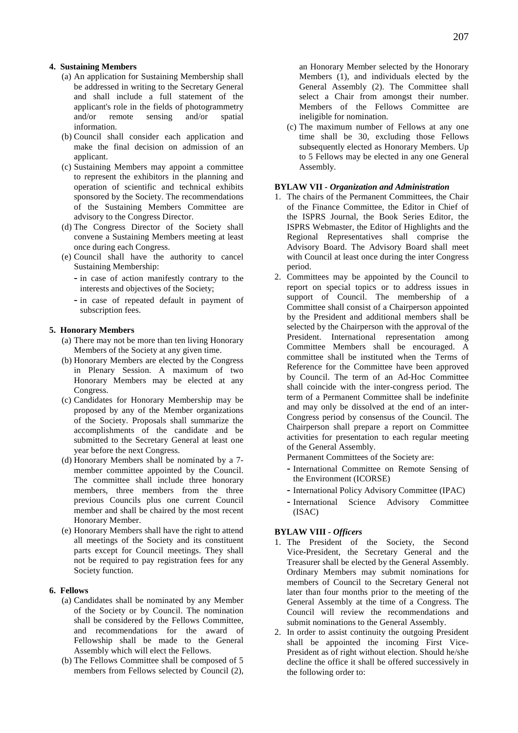**4. Sustaining Members**

(a) An application for Sustaining Membership shall be addressed in writing to the Secretary General and shall include a full statement of the applicant's role in the fields of photogrammetry and/or remote sensing and/or spatial information.

(b) Council shall consider each application and make the final decision on admission of an applicant.

(c) Sustaining Members may appoint a committee to represent the exhibitors in the planning and operation of scientific and technical exhibits sponsored by the Society. The recommendations of the Sustaining Members Committee are advisory to the Congress Director.

(d) The Congress Director of the Society shall convene a Sustaining Members meeting at least once during each Congress.

(e) Council shall have the authority to cancel Sustaining Membership:

- in case of action manifestly contrary to the interests and objectives of the Society;
- in case of repeated default in payment of subscription fees.

**5. Honorary Members**

(a) There may not be more than ten living Honorary Members of the Society at any given time.

(b) Honorary Members are elected by the Congress in Plenary Session. A maximum of two Honorary Members may be elected at any Congress.

(c) Candidates for Honorary Membership may be proposed by any of the Member organizations of the Society. Proposals shall summarize the accomplishments of the candidate and be submitted to the Secretary General at least one year before the next Congress.

(d) Honorary Members shall be nominated by a 7-member committee appointed by the Council. The committee shall include three honorary members, three members from the three previous Councils plus one current Council member and shall be chaired by the most recent Honorary Member.

(e) Honorary Members shall have the right to attend all meetings of the Society and its constituent parts except for Council meetings. They shall not be required to pay registration fees for any Society function.

**6. Fellows**

(a) Candidates shall be nominated by any Member of the Society or by Council. The nomination shall be considered by the Fellows Committee, and recommendations for the award of Fellowship shall be made to the General Assembly which will elect the Fellows.

(b) The Fellows Committee shall be composed of 5 members from Fellows selected by Council (2), an Honorary Member selected by the Honorary Members (1), and individuals elected by the General Assembly (2). The Committee shall select a Chair from amongst their number. Members of the Fellows Committee are ineligible for nomination.

(c) The maximum number of Fellows at any one time shall be 30, excluding those Fellows subsequently elected as Honorary Members. Up to 5 Fellows may be elected in any one General Assembly.

**BYLAW VII -** ***Organization and Administration***

1. The chairs of the Permanent Committees, the Chair of the Finance Committee, the Editor in Chief of the ISPRS Journal, the Book Series Editor, the ISPRS Webmaster, the Editor of Highlights and the Regional Representatives shall comprise the Advisory Board. The Advisory Board shall meet with Council at least once during the inter Congress period.
2. Committees may be appointed by the Council to report on special topics or to address issues in support of Council. The membership of a Committee shall consist of a Chairperson appointed by the President and additional members shall be selected by the Chairperson with the approval of the President. International representation among Committee Members shall be encouraged. A committee shall be instituted when the Terms of Reference for the Committee have been approved by Council. The term of an Ad-Hoc Committee shall coincide with the inter-congress period. The term of a Permanent Committee shall be indefinite and may only be dissolved at the end of an inter-Congress period by consensus of the Council. The Chairperson shall prepare a report on Committee activities for presentation to each regular meeting of the General Assembly.

   Permanent Committees of the Society are:

   - International Committee on Remote Sensing of the Environment (ICORSE)
   - International Policy Advisory Committee (IPAC)
   - International Science Advisory Committee (ISAC)

**BYLAW VIII -** ***Officers***

1. The President of the Society, the Second Vice-President, the Secretary General and the Treasurer shall be elected by the General Assembly. Ordinary Members may submit nominations for members of Council to the Secretary General not later than four months prior to the meeting of the General Assembly at the time of a Congress. The Council will review the recommendations and submit nominations to the General Assembly.
2. In order to assist continuity the outgoing President shall be appointed the incoming First Vice-President as of right without election. Should he/she decline the office it shall be offered successively in the following order to: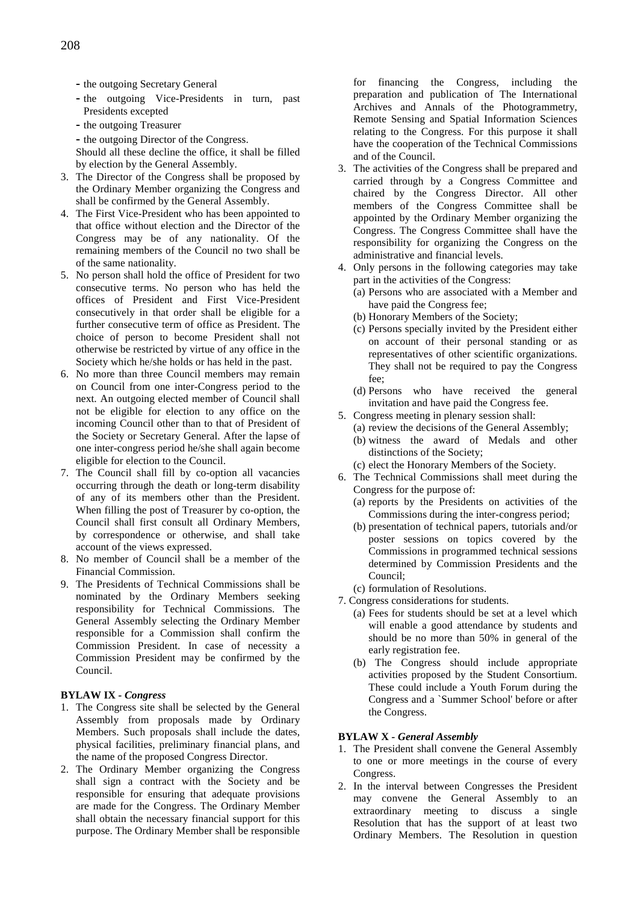- the outgoing Secretary General
- the outgoing Vice-Presidents in turn, past Presidents excepted
- the outgoing Treasurer
- the outgoing Director of the Congress.

Should all these decline the office, it shall be filled by election by the General Assembly.

3. The Director of the Congress shall be proposed by the Ordinary Member organizing the Congress and shall be confirmed by the General Assembly.
4. The First Vice-President who has been appointed to that office without election and the Director of the Congress may be of any nationality. Of the remaining members of the Council no two shall be of the same nationality.
5. No person shall hold the office of President for two consecutive terms. No person who has held the offices of President and First Vice-President consecutively in that order shall be eligible for a further consecutive term of office as President. The choice of person to become President shall not otherwise be restricted by virtue of any office in the Society which he/she holds or has held in the past.
6. No more than three Council members may remain on Council from one inter-Congress period to the next. An outgoing elected member of Council shall not be eligible for election to any office on the incoming Council other than to that of President of the Society or Secretary General. After the lapse of one inter-congress period he/she shall again become eligible for election to the Council.
7. The Council shall fill by co-option all vacancies occurring through the death or long-term disability of any of its members other than the President. When filling the post of Treasurer by co-option, the Council shall first consult all Ordinary Members, by correspondence or otherwise, and shall take account of the views expressed.
8. No member of Council shall be a member of the Financial Commission.
9. The Presidents of Technical Commissions shall be nominated by the Ordinary Members seeking responsibility for Technical Commissions. The General Assembly selecting the Ordinary Member responsible for a Commission shall confirm the Commission President. In case of necessity a Commission President may be confirmed by the Council.

**BYLAW IX** - ***Congress***

1. The Congress site shall be selected by the General Assembly from proposals made by Ordinary Members. Such proposals shall include the dates, physical facilities, preliminary financial plans, and the name of the proposed Congress Director.
2. The Ordinary Member organizing the Congress shall sign a contract with the Society and be responsible for ensuring that adequate provisions are made for the Congress. The Ordinary Member shall obtain the necessary financial support for this purpose. The Ordinary Member shall be responsible for financing the Congress, including the preparation and publication of The International Archives and Annals of the Photogrammetry, Remote Sensing and Spatial Information Sciences relating to the Congress. For this purpose it shall have the cooperation of the Technical Commissions and of the Council.
3. The activities of the Congress shall be prepared and carried through by a Congress Committee and chaired by the Congress Director. All other members of the Congress Committee shall be appointed by the Ordinary Member organizing the Congress. The Congress Committee shall have the responsibility for organizing the Congress on the administrative and financial levels.
4. Only persons in the following categories may take part in the activities of the Congress:
   (a) Persons who are associated with a Member and have paid the Congress fee;
   (b) Honorary Members of the Society;
   (c) Persons specially invited by the President either on account of their personal standing or as representatives of other scientific organizations. They shall not be required to pay the Congress fee;
   (d) Persons who have received the general invitation and have paid the Congress fee.
5. Congress meeting in plenary session shall:
   (a) review the decisions of the General Assembly;
   (b) witness the award of Medals and other distinctions of the Society;
   (c) elect the Honorary Members of the Society.
6. The Technical Commissions shall meet during the Congress for the purpose of:
   (a) reports by the Presidents on activities of the Commissions during the inter-congress period;
   (b) presentation of technical papers, tutorials and/or poster sessions on topics covered by the Commissions in programmed technical sessions determined by Commission Presidents and the Council;
   (c) formulation of Resolutions.
7. Congress considerations for students.
   (a) Fees for students should be set at a level which will enable a good attendance by students and should be no more than 50% in general of the early registration fee.
   (b) The Congress should include appropriate activities proposed by the Student Consortium. These could include a Youth Forum during the Congress and a `Summer School' before or after the Congress.

**BYLAW X** - ***General Assembly***

1. The President shall convene the General Assembly to one or more meetings in the course of every Congress.
2. In the interval between Congresses the President may convene the General Assembly to an extraordinary meeting to discuss a single Resolution that has the support of at least two Ordinary Members. The Resolution in question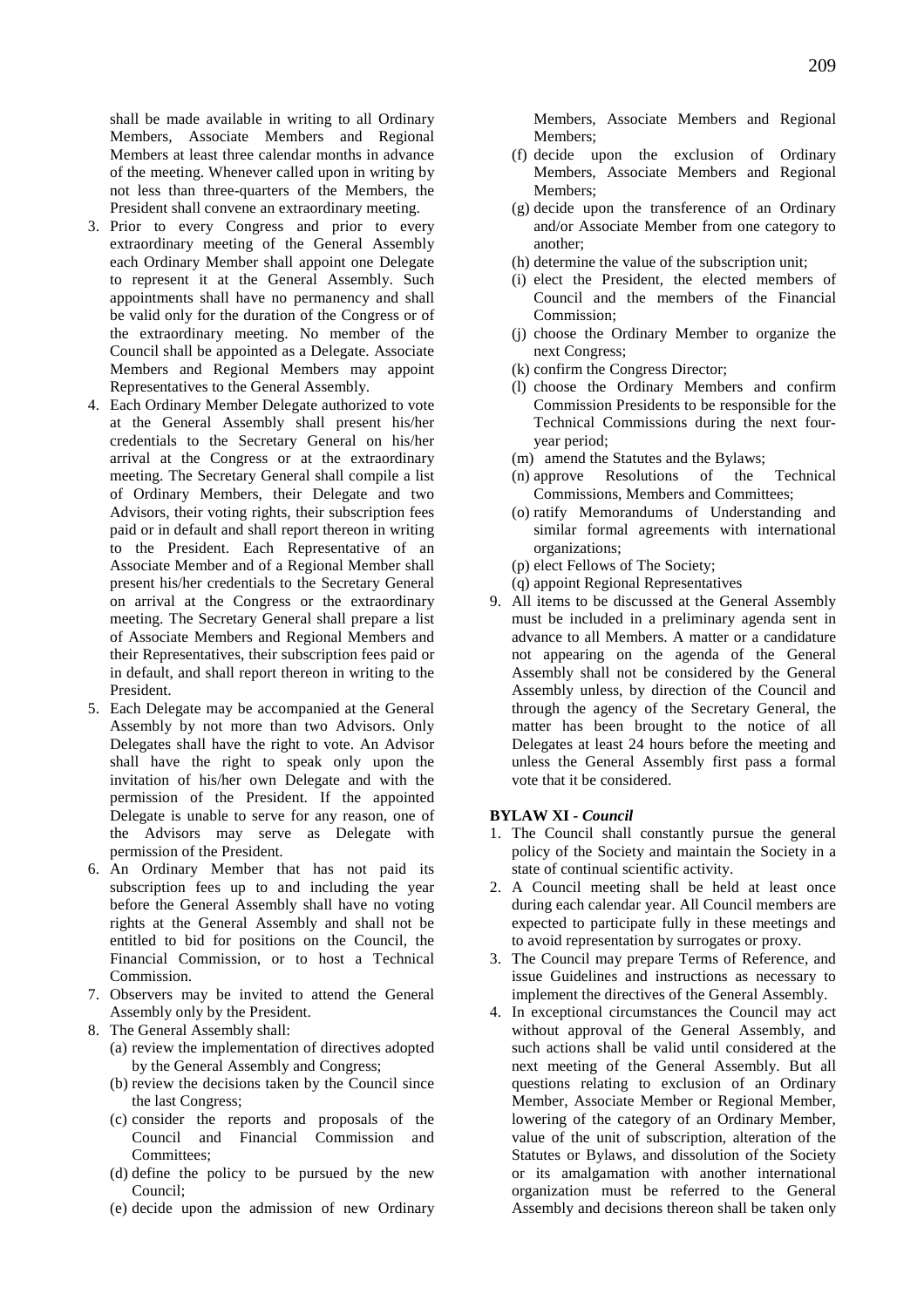shall be made available in writing to all Ordinary Members, Associate Members and Regional Members at least three calendar months in advance of the meeting. Whenever called upon in writing by not less than three-quarters of the Members, the President shall convene an extraordinary meeting.

3. Prior to every Congress and prior to every extraordinary meeting of the General Assembly each Ordinary Member shall appoint one Delegate to represent it at the General Assembly. Such appointments shall have no permanency and shall be valid only for the duration of the Congress or of the extraordinary meeting. No member of the Council shall be appointed as a Delegate. Associate Members and Regional Members may appoint Representatives to the General Assembly.
4. Each Ordinary Member Delegate authorized to vote at the General Assembly shall present his/her credentials to the Secretary General on his/her arrival at the Congress or at the extraordinary meeting. The Secretary General shall compile a list of Ordinary Members, their Delegate and two Advisors, their voting rights, their subscription fees paid or in default and shall report thereon in writing to the President. Each Representative of an Associate Member and of a Regional Member shall present his/her credentials to the Secretary General on arrival at the Congress or the extraordinary meeting. The Secretary General shall prepare a list of Associate Members and Regional Members and their Representatives, their subscription fees paid or in default, and shall report thereon in writing to the President.
5. Each Delegate may be accompanied at the General Assembly by not more than two Advisors. Only Delegates shall have the right to vote. An Advisor shall have the right to speak only upon the invitation of his/her own Delegate and with the permission of the President. If the appointed Delegate is unable to serve for any reason, one of the Advisors may serve as Delegate with permission of the President.
6. An Ordinary Member that has not paid its subscription fees up to and including the year before the General Assembly shall have no voting rights at the General Assembly and shall not be entitled to bid for positions on the Council, the Financial Commission, or to host a Technical Commission.
7. Observers may be invited to attend the General Assembly only by the President.
8. The General Assembly shall:
   (a) review the implementation of directives adopted by the General Assembly and Congress;
   (b) review the decisions taken by the Council since the last Congress;
   (c) consider the reports and proposals of the Council and Financial Commission and Committees;
   (d) define the policy to be pursued by the new Council;
   (e) decide upon the admission of new Ordinary Members, Associate Members and Regional Members;
   (f) decide upon the exclusion of Ordinary Members, Associate Members and Regional Members;
   (g) decide upon the transference of an Ordinary and/or Associate Member from one category to another;
   (h) determine the value of the subscription unit;
   (i) elect the President, the elected members of Council and the members of the Financial Commission;
   (j) choose the Ordinary Member to organize the next Congress;
   (k) confirm the Congress Director;
   (l) choose the Ordinary Members and confirm Commission Presidents to be responsible for the Technical Commissions during the next four-year period;
   (m) amend the Statutes and the Bylaws;
   (n) approve Resolutions of the Technical Commissions, Members and Committees;
   (o) ratify Memorandums of Understanding and similar formal agreements with international organizations;
   (p) elect Fellows of The Society;
   (q) appoint Regional Representatives
9. All items to be discussed at the General Assembly must be included in a preliminary agenda sent in advance to all Members. A matter or a candidature not appearing on the agenda of the General Assembly shall not be considered by the General Assembly unless, by direction of the Council and through the agency of the Secretary General, the matter has been brought to the notice of all Delegates at least 24 hours before the meeting and unless the General Assembly first pass a formal vote that it be considered.

**BYLAW XI -** ***Council***

1. The Council shall constantly pursue the general policy of the Society and maintain the Society in a state of continual scientific activity.
2. A Council meeting shall be held at least once during each calendar year. All Council members are expected to participate fully in these meetings and to avoid representation by surrogates or proxy.
3. The Council may prepare Terms of Reference, and issue Guidelines and instructions as necessary to implement the directives of the General Assembly.
4. In exceptional circumstances the Council may act without approval of the General Assembly, and such actions shall be valid until considered at the next meeting of the General Assembly. But all questions relating to exclusion of an Ordinary Member, Associate Member or Regional Member, lowering of the category of an Ordinary Member, value of the unit of subscription, alteration of the Statutes or Bylaws, and dissolution of the Society or its amalgamation with another international organization must be referred to the General Assembly and decisions thereon shall be taken only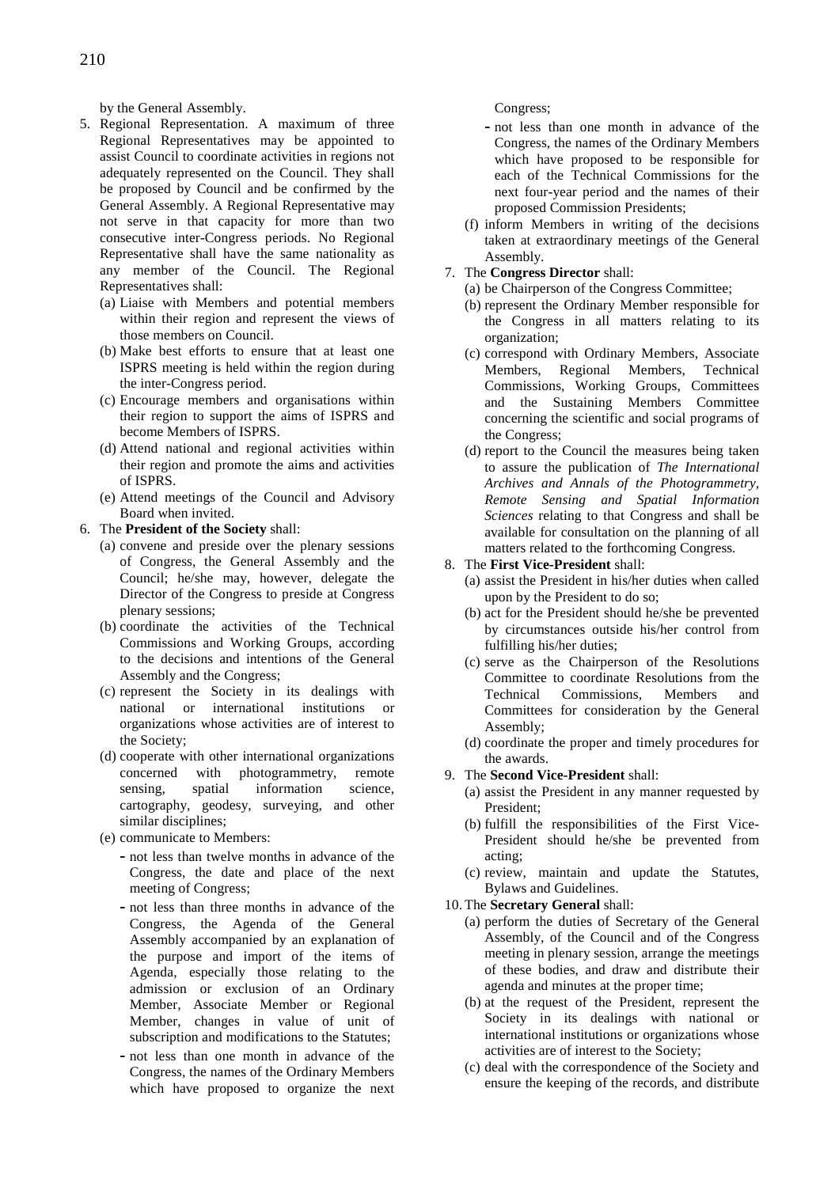by the General Assembly.

5. Regional Representation. A maximum of three Regional Representatives may be appointed to assist Council to coordinate activities in regions not adequately represented on the Council. They shall be proposed by Council and be confirmed by the General Assembly. A Regional Representative may not serve in that capacity for more than two consecutive inter-Congress periods. No Regional Representative shall have the same nationality as any member of the Council. The Regional Representatives shall:
   - (a) Liaise with Members and potential members within their region and represent the views of those members on Council.
   - (b) Make best efforts to ensure that at least one ISPRS meeting is held within the region during the inter-Congress period.
   - (c) Encourage members and organisations within their region to support the aims of ISPRS and become Members of ISPRS.
   - (d) Attend national and regional activities within their region and promote the aims and activities of ISPRS.
   - (e) Attend meetings of the Council and Advisory Board when invited.
6. The **President of the Society** shall:
   - (a) convene and preside over the plenary sessions of Congress, the General Assembly and the Council; he/she may, however, delegate the Director of the Congress to preside at Congress plenary sessions;
   - (b) coordinate the activities of the Technical Commissions and Working Groups, according to the decisions and intentions of the General Assembly and the Congress;
   - (c) represent the Society in its dealings with national or international institutions or organizations whose activities are of interest to the Society;
   - (d) cooperate with other international organizations concerned with photogrammetry, remote sensing, spatial information science, cartography, geodesy, surveying, and other similar disciplines;
   - (e) communicate to Members:
     - not less than twelve months in advance of the Congress, the date and place of the next meeting of Congress;
     - not less than three months in advance of the Congress, the Agenda of the General Assembly accompanied by an explanation of the purpose and import of the items of Agenda, especially those relating to the admission or exclusion of an Ordinary Member, Associate Member or Regional Member, changes in value of unit of subscription and modifications to the Statutes;
     - not less than one month in advance of the Congress, the names of the Ordinary Members which have proposed to organize the next Congress;
     - not less than one month in advance of the Congress, the names of the Ordinary Members which have proposed to be responsible for each of the Technical Commissions for the next four-year period and the names of their proposed Commission Presidents;
   - (f) inform Members in writing of the decisions taken at extraordinary meetings of the General Assembly.
7. The **Congress Director** shall:
   - (a) be Chairperson of the Congress Committee;
   - (b) represent the Ordinary Member responsible for the Congress in all matters relating to its organization;
   - (c) correspond with Ordinary Members, Associate Members, Regional Members, Technical Commissions, Working Groups, Committees and the Sustaining Members Committee concerning the scientific and social programs of the Congress;
   - (d) report to the Council the measures being taken to assure the publication of *The International Archives and Annals of the Photogrammetry, Remote Sensing and Spatial Information Sciences* relating to that Congress and shall be available for consultation on the planning of all matters related to the forthcoming Congress.
8. The **First Vice-President** shall:
   - (a) assist the President in his/her duties when called upon by the President to do so;
   - (b) act for the President should he/she be prevented by circumstances outside his/her control from fulfilling his/her duties;
   - (c) serve as the Chairperson of the Resolutions Committee to coordinate Resolutions from the Technical Commissions, Members and Committees for consideration by the General Assembly;
   - (d) coordinate the proper and timely procedures for the awards.
9. The **Second Vice-President** shall:
   - (a) assist the President in any manner requested by President;
   - (b) fulfill the responsibilities of the First Vice-President should he/she be prevented from acting;
   - (c) review, maintain and update the Statutes, Bylaws and Guidelines.
10. The **Secretary General** shall:
    - (a) perform the duties of Secretary of the General Assembly, of the Council and of the Congress meeting in plenary session, arrange the meetings of these bodies, and draw and distribute their agenda and minutes at the proper time;
    - (b) at the request of the President, represent the Society in its dealings with national or international institutions or organizations whose activities are of interest to the Society;
    - (c) deal with the correspondence of the Society and ensure the keeping of the records, and distribute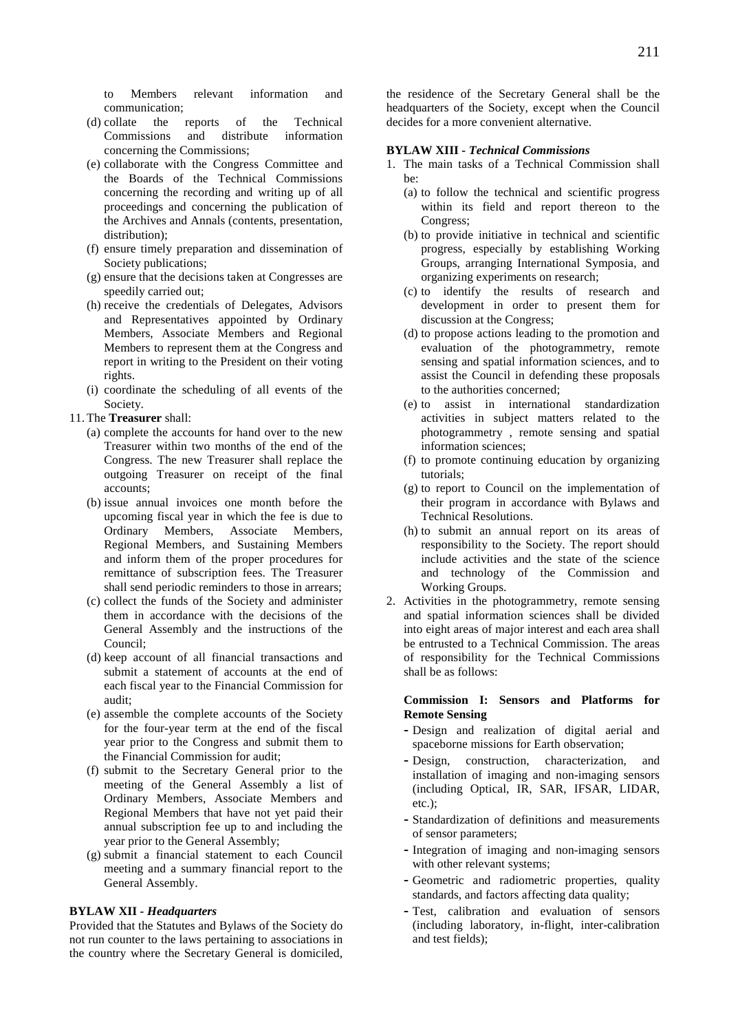to Members relevant information and communication;

(d) collate the reports of the Technical Commissions and distribute information concerning the Commissions;

(e) collaborate with the Congress Committee and the Boards of the Technical Commissions concerning the recording and writing up of all proceedings and concerning the publication of the Archives and Annals (contents, presentation, distribution);

(f) ensure timely preparation and dissemination of Society publications;

(g) ensure that the decisions taken at Congresses are speedily carried out;

(h) receive the credentials of Delegates, Advisors and Representatives appointed by Ordinary Members, Associate Members and Regional Members to represent them at the Congress and report in writing to the President on their voting rights.

(i) coordinate the scheduling of all events of the Society.

11. The **Treasurer** shall:

(a) complete the accounts for hand over to the new Treasurer within two months of the end of the Congress. The new Treasurer shall replace the outgoing Treasurer on receipt of the final accounts;

(b) issue annual invoices one month before the upcoming fiscal year in which the fee is due to Ordinary Members, Associate Members, Regional Members, and Sustaining Members and inform them of the proper procedures for remittance of subscription fees. The Treasurer shall send periodic reminders to those in arrears;

(c) collect the funds of the Society and administer them in accordance with the decisions of the General Assembly and the instructions of the Council;

(d) keep account of all financial transactions and submit a statement of accounts at the end of each fiscal year to the Financial Commission for audit;

(e) assemble the complete accounts of the Society for the four-year term at the end of the fiscal year prior to the Congress and submit them to the Financial Commission for audit;

(f) submit to the Secretary General prior to the meeting of the General Assembly a list of Ordinary Members, Associate Members and Regional Members that have not yet paid their annual subscription fee up to and including the year prior to the General Assembly;

(g) submit a financial statement to each Council meeting and a summary financial report to the General Assembly.

**BYLAW XII -** ***Headquarters***

Provided that the Statutes and Bylaws of the Society do not run counter to the laws pertaining to associations in the country where the Secretary General is domiciled, the residence of the Secretary General shall be the headquarters of the Society, except when the Council decides for a more convenient alternative.

**BYLAW XIII -** ***Technical Commissions***

1. The main tasks of a Technical Commission shall be:

   (a) to follow the technical and scientific progress within its field and report thereon to the Congress;

   (b) to provide initiative in technical and scientific progress, especially by establishing Working Groups, arranging International Symposia, and organizing experiments on research;

   (c) to identify the results of research and development in order to present them for discussion at the Congress;

   (d) to propose actions leading to the promotion and evaluation of the photogrammetry, remote sensing and spatial information sciences, and to assist the Council in defending these proposals to the authorities concerned;

   (e) to assist in international standardization activities in subject matters related to the photogrammetry , remote sensing and spatial information sciences;

   (f) to promote continuing education by organizing tutorials;

   (g) to report to Council on the implementation of their program in accordance with Bylaws and Technical Resolutions.

   (h) to submit an annual report on its areas of responsibility to the Society. The report should include activities and the state of the science and technology of the Commission and Working Groups.

2. Activities in the photogrammetry, remote sensing and spatial information sciences shall be divided into eight areas of major interest and each area shall be entrusted to a Technical Commission. The areas of responsibility for the Technical Commissions shall be as follows:

**Commission I: Sensors and Platforms for Remote Sensing**

- Design and realization of digital aerial and spaceborne missions for Earth observation;
- Design, construction, characterization, and installation of imaging and non-imaging sensors (including Optical, IR, SAR, IFSAR, LIDAR, etc.);
- Standardization of definitions and measurements of sensor parameters;
- Integration of imaging and non-imaging sensors with other relevant systems;
- Geometric and radiometric properties, quality standards, and factors affecting data quality;
- Test, calibration and evaluation of sensors (including laboratory, in-flight, inter-calibration and test fields);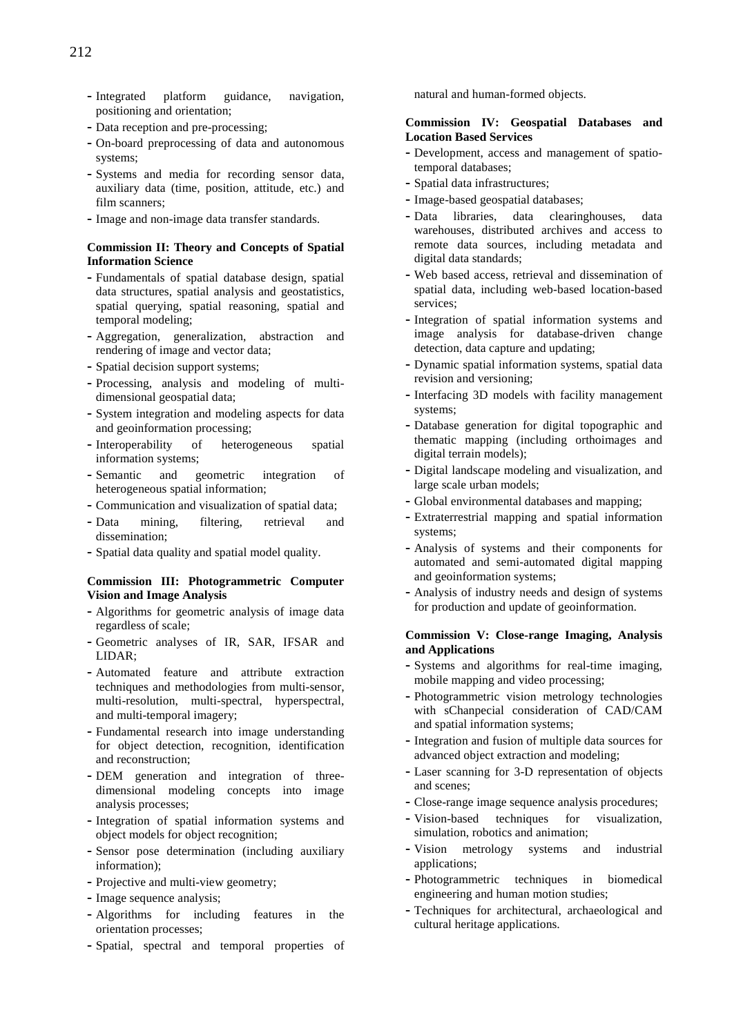- Integrated platform guidance, navigation, positioning and orientation;
- Data reception and pre-processing;
- On-board preprocessing of data and autonomous systems;
- Systems and media for recording sensor data, auxiliary data (time, position, attitude, etc.) and film scanners;
- Image and non-image data transfer standards.

**Commission II: Theory and Concepts of Spatial Information Science**

- Fundamentals of spatial database design, spatial data structures, spatial analysis and geostatistics, spatial querying, spatial reasoning, spatial and temporal modeling;
- Aggregation, generalization, abstraction and rendering of image and vector data;
- Spatial decision support systems;
- Processing, analysis and modeling of multi-dimensional geospatial data;
- System integration and modeling aspects for data and geoinformation processing;
- Interoperability of heterogeneous spatial information systems;
- Semantic and geometric integration of heterogeneous spatial information;
- Communication and visualization of spatial data;
- Data mining, filtering, retrieval and dissemination;
- Spatial data quality and spatial model quality.

**Commission III: Photogrammetric Computer Vision and Image Analysis**

- Algorithms for geometric analysis of image data regardless of scale;
- Geometric analyses of IR, SAR, IFSAR and LIDAR;
- Automated feature and attribute extraction techniques and methodologies from multi-sensor, multi-resolution, multi-spectral, hyperspectral, and multi-temporal imagery;
- Fundamental research into image understanding for object detection, recognition, identification and reconstruction;
- DEM generation and integration of three-dimensional modeling concepts into image analysis processes;
- Integration of spatial information systems and object models for object recognition;
- Sensor pose determination (including auxiliary information);
- Projective and multi-view geometry;
- Image sequence analysis;
- Algorithms for including features in the orientation processes;
- Spatial, spectral and temporal properties of natural and human-formed objects.

**Commission IV: Geospatial Databases and Location Based Services**

- Development, access and management of spatio-temporal databases;
- Spatial data infrastructures;
- Image-based geospatial databases;
- Data libraries, data clearinghouses, data warehouses, distributed archives and access to remote data sources, including metadata and digital data standards;
- Web based access, retrieval and dissemination of spatial data, including web-based location-based services;
- Integration of spatial information systems and image analysis for database-driven change detection, data capture and updating;
- Dynamic spatial information systems, spatial data revision and versioning;
- Interfacing 3D models with facility management systems;
- Database generation for digital topographic and thematic mapping (including orthoimages and digital terrain models);
- Digital landscape modeling and visualization, and large scale urban models;
- Global environmental databases and mapping;
- Extraterrestrial mapping and spatial information systems;
- Analysis of systems and their components for automated and semi-automated digital mapping and geoinformation systems;
- Analysis of industry needs and design of systems for production and update of geoinformation.

**Commission V: Close-range Imaging, Analysis and Applications**

- Systems and algorithms for real-time imaging, mobile mapping and video processing;
- Photogrammetric vision metrology technologies with sChanpecial consideration of CAD/CAM and spatial information systems;
- Integration and fusion of multiple data sources for advanced object extraction and modeling;
- Laser scanning for 3-D representation of objects and scenes;
- Close-range image sequence analysis procedures;
- Vision-based techniques for visualization, simulation, robotics and animation;
- Vision metrology systems and industrial applications;
- Photogrammetric techniques in biomedical engineering and human motion studies;
- Techniques for architectural, archaeological and cultural heritage applications.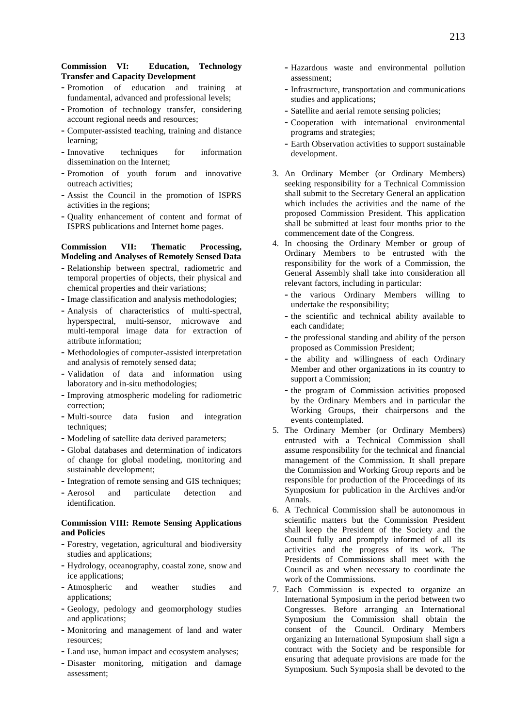**Commission VI: Education, Technology Transfer and Capacity Development**

- Promotion of education and training at fundamental, advanced and professional levels;
- Promotion of technology transfer, considering account regional needs and resources;
- Computer-assisted teaching, training and distance learning;
- Innovative techniques for information dissemination on the Internet;
- Promotion of youth forum and innovative outreach activities;
- Assist the Council in the promotion of ISPRS activities in the regions;
- Quality enhancement of content and format of ISPRS publications and Internet home pages.

**Commission VII: Thematic Processing, Modeling and Analyses of Remotely Sensed Data**

- Relationship between spectral, radiometric and temporal properties of objects, their physical and chemical properties and their variations;
- Image classification and analysis methodologies;
- Analysis of characteristics of multi-spectral, hyperspectral, multi-sensor, microwave and multi-temporal image data for extraction of attribute information;
- Methodologies of computer-assisted interpretation and analysis of remotely sensed data;
- Validation of data and information using laboratory and in-situ methodologies;
- Improving atmospheric modeling for radiometric correction;
- Multi-source data fusion and integration techniques;
- Modeling of satellite data derived parameters;
- Global databases and determination of indicators of change for global modeling, monitoring and sustainable development;
- Integration of remote sensing and GIS techniques;
- Aerosol and particulate detection and identification.

**Commission VIII: Remote Sensing Applications and Policies**

- Forestry, vegetation, agricultural and biodiversity studies and applications;
- Hydrology, oceanography, coastal zone, snow and ice applications;
- Atmospheric and weather studies and applications;
- Geology, pedology and geomorphology studies and applications;
- Monitoring and management of land and water resources;
- Land use, human impact and ecosystem analyses;
- Disaster monitoring, mitigation and damage assessment;
- Hazardous waste and environmental pollution assessment;
- Infrastructure, transportation and communications studies and applications;
- Satellite and aerial remote sensing policies;
- Cooperation with international environmental programs and strategies;
- Earth Observation activities to support sustainable development.

3. An Ordinary Member (or Ordinary Members) seeking responsibility for a Technical Commission shall submit to the Secretary General an application which includes the activities and the name of the proposed Commission President. This application shall be submitted at least four months prior to the commencement date of the Congress.
4. In choosing the Ordinary Member or group of Ordinary Members to be entrusted with the responsibility for the work of a Commission, the General Assembly shall take into consideration all relevant factors, including in particular:
   - the various Ordinary Members willing to undertake the responsibility;
   - the scientific and technical ability available to each candidate;
   - the professional standing and ability of the person proposed as Commission President;
   - the ability and willingness of each Ordinary Member and other organizations in its country to support a Commission;
   - the program of Commission activities proposed by the Ordinary Members and in particular the Working Groups, their chairpersons and the events contemplated.
5. The Ordinary Member (or Ordinary Members) entrusted with a Technical Commission shall assume responsibility for the technical and financial management of the Commission. It shall prepare the Commission and Working Group reports and be responsible for production of the Proceedings of its Symposium for publication in the Archives and/or Annals.
6. A Technical Commission shall be autonomous in scientific matters but the Commission President shall keep the President of the Society and the Council fully and promptly informed of all its activities and the progress of its work. The Presidents of Commissions shall meet with the Council as and when necessary to coordinate the work of the Commissions.
7. Each Commission is expected to organize an International Symposium in the period between two Congresses. Before arranging an International Symposium the Commission shall obtain the consent of the Council. Ordinary Members organizing an International Symposium shall sign a contract with the Society and be responsible for ensuring that adequate provisions are made for the Symposium. Such Symposia shall be devoted to the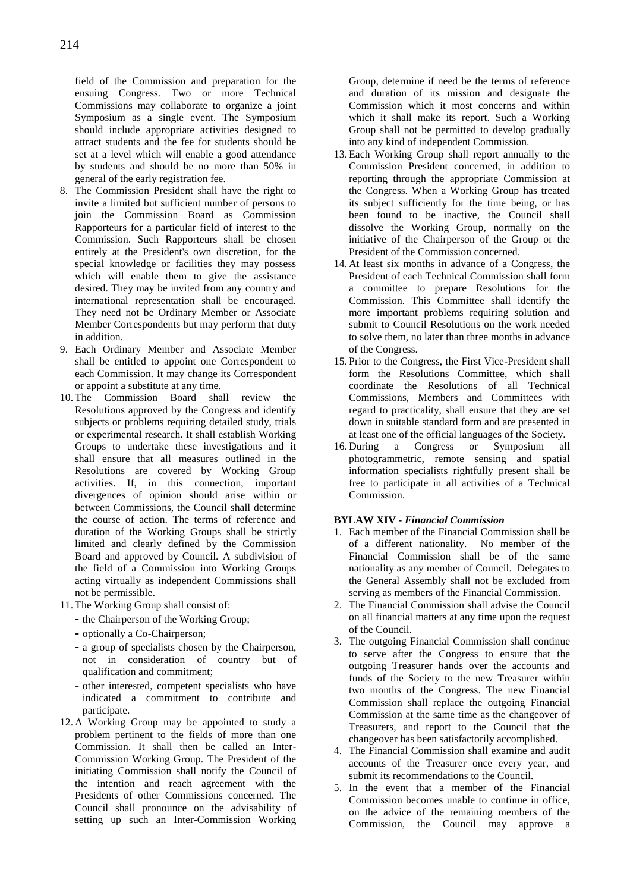field of the Commission and preparation for the ensuing Congress. Two or more Technical Commissions may collaborate to organize a joint Symposium as a single event. The Symposium should include appropriate activities designed to attract students and the fee for students should be set at a level which will enable a good attendance by students and should be no more than 50% in general of the early registration fee.

8. The Commission President shall have the right to invite a limited but sufficient number of persons to join the Commission Board as Commission Rapporteurs for a particular field of interest to the Commission. Such Rapporteurs shall be chosen entirely at the President's own discretion, for the special knowledge or facilities they may possess which will enable them to give the assistance desired. They may be invited from any country and international representation shall be encouraged. They need not be Ordinary Member or Associate Member Correspondents but may perform that duty in addition.
9. Each Ordinary Member and Associate Member shall be entitled to appoint one Correspondent to each Commission. It may change its Correspondent or appoint a substitute at any time.
10. The Commission Board shall review the Resolutions approved by the Congress and identify subjects or problems requiring detailed study, trials or experimental research. It shall establish Working Groups to undertake these investigations and it shall ensure that all measures outlined in the Resolutions are covered by Working Group activities. If, in this connection, important divergences of opinion should arise within or between Commissions, the Council shall determine the course of action. The terms of reference and duration of the Working Groups shall be strictly limited and clearly defined by the Commission Board and approved by Council. A subdivision of the field of a Commission into Working Groups acting virtually as independent Commissions shall not be permissible.
11. The Working Group shall consist of:
    - the Chairperson of the Working Group;
    - optionally a Co-Chairperson;
    - a group of specialists chosen by the Chairperson, not in consideration of country but of qualification and commitment;
    - other interested, competent specialists who have indicated a commitment to contribute and participate.
12. A Working Group may be appointed to study a problem pertinent to the fields of more than one Commission. It shall then be called an Inter-Commission Working Group. The President of the initiating Commission shall notify the Council of the intention and reach agreement with the Presidents of other Commissions concerned. The Council shall pronounce on the advisability of setting up such an Inter-Commission Working Group, determine if need be the terms of reference and duration of its mission and designate the Commission which it most concerns and within which it shall make its report. Such a Working Group shall not be permitted to develop gradually into any kind of independent Commission.
13. Each Working Group shall report annually to the Commission President concerned, in addition to reporting through the appropriate Commission at the Congress. When a Working Group has treated its subject sufficiently for the time being, or has been found to be inactive, the Council shall dissolve the Working Group, normally on the initiative of the Chairperson of the Group or the President of the Commission concerned.
14. At least six months in advance of a Congress, the President of each Technical Commission shall form a committee to prepare Resolutions for the Commission. This Committee shall identify the more important problems requiring solution and submit to Council Resolutions on the work needed to solve them, no later than three months in advance of the Congress.
15. Prior to the Congress, the First Vice-President shall form the Resolutions Committee, which shall coordinate the Resolutions of all Technical Commissions, Members and Committees with regard to practicality, shall ensure that they are set down in suitable standard form and are presented in at least one of the official languages of the Society.
16. During a Congress or Symposium all photogrammetric, remote sensing and spatial information specialists rightfully present shall be free to participate in all activities of a Technical Commission.

**BYLAW XIV - *Financial Commission***

1. Each member of the Financial Commission shall be of a different nationality. No member of the Financial Commission shall be of the same nationality as any member of Council. Delegates to the General Assembly shall not be excluded from serving as members of the Financial Commission.
2. The Financial Commission shall advise the Council on all financial matters at any time upon the request of the Council.
3. The outgoing Financial Commission shall continue to serve after the Congress to ensure that the outgoing Treasurer hands over the accounts and funds of the Society to the new Treasurer within two months of the Congress. The new Financial Commission shall replace the outgoing Financial Commission at the same time as the changeover of Treasurers, and report to the Council that the changeover has been satisfactorily accomplished.
4. The Financial Commission shall examine and audit accounts of the Treasurer once every year, and submit its recommendations to the Council.
5. In the event that a member of the Financial Commission becomes unable to continue in office, on the advice of the remaining members of the Commission, the Council may approve a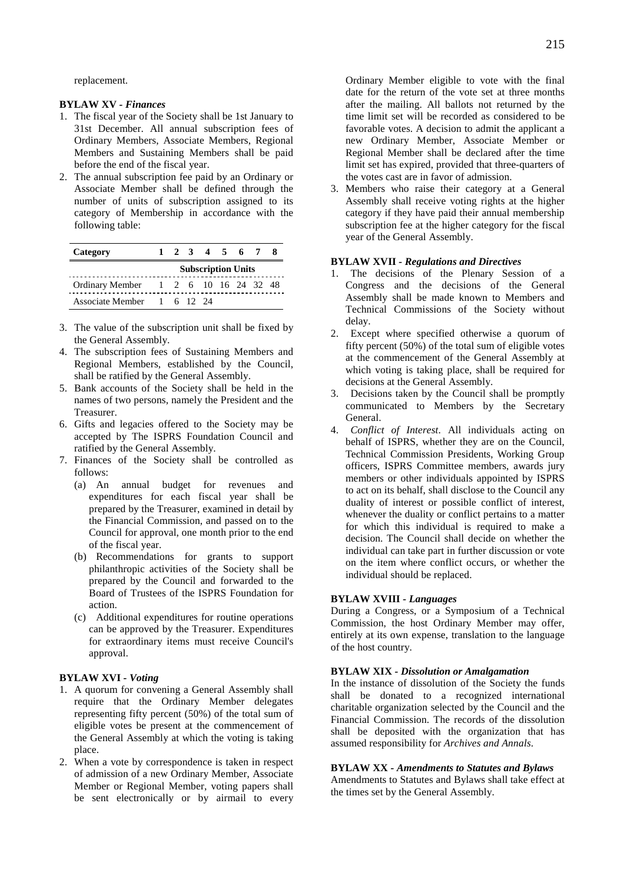replacement.

**BYLAW XV - *Finances***

1. The fiscal year of the Society shall be 1st January to 31st December. All annual subscription fees of Ordinary Members, Associate Members, Regional Members and Sustaining Members shall be paid before the end of the fiscal year.
2. The annual subscription fee paid by an Ordinary or Associate Member shall be defined through the number of units of subscription assigned to its category of Membership in accordance with the following table:

| Category | 1 | 2 | 3 | 4 | 5 | 6 | 7 | 8 |
|---|---|---|---|---|---|---|---|---|
| | Subscription Units | | | | | | | |
| Ordinary Member | 1 | 2 | 6 | 10 | 16 | 24 | 32 | 48 |
| Associate Member | 1 | 6 | 12 | 24 | | | | |

3. The value of the subscription unit shall be fixed by the General Assembly.
4. The subscription fees of Sustaining Members and Regional Members, established by the Council, shall be ratified by the General Assembly.
5. Bank accounts of the Society shall be held in the names of two persons, namely the President and the Treasurer.
6. Gifts and legacies offered to the Society may be accepted by The ISPRS Foundation Council and ratified by the General Assembly.
7. Finances of the Society shall be controlled as follows:
   (a) An annual budget for revenues and expenditures for each fiscal year shall be prepared by the Treasurer, examined in detail by the Financial Commission, and passed on to the Council for approval, one month prior to the end of the fiscal year.
   (b) Recommendations for grants to support philanthropic activities of the Society shall be prepared by the Council and forwarded to the Board of Trustees of the ISPRS Foundation for action.
   (c) Additional expenditures for routine operations can be approved by the Treasurer. Expenditures for extraordinary items must receive Council's approval.

**BYLAW XVI - *Voting***

1. A quorum for convening a General Assembly shall require that the Ordinary Member delegates representing fifty percent (50%) of the total sum of eligible votes be present at the commencement of the General Assembly at which the voting is taking place.
2. When a vote by correspondence is taken in respect of admission of a new Ordinary Member, Associate Member or Regional Member, voting papers shall be sent electronically or by airmail to every Ordinary Member eligible to vote with the final date for the return of the vote set at three months after the mailing. All ballots not returned by the time limit set will be recorded as considered to be favorable votes. A decision to admit the applicant a new Ordinary Member, Associate Member or Regional Member shall be declared after the time limit set has expired, provided that three-quarters of the votes cast are in favor of admission.
3. Members who raise their category at a General Assembly shall receive voting rights at the higher category if they have paid their annual membership subscription fee at the higher category for the fiscal year of the General Assembly.

**BYLAW XVII - *Regulations and Directives***

1. The decisions of the Plenary Session of a Congress and the decisions of the General Assembly shall be made known to Members and Technical Commissions of the Society without delay.
2. Except where specified otherwise a quorum of fifty percent (50%) of the total sum of eligible votes at the commencement of the General Assembly at which voting is taking place, shall be required for decisions at the General Assembly.
3. Decisions taken by the Council shall be promptly communicated to Members by the Secretary General.
4. *Conflict of Interest*. All individuals acting on behalf of ISPRS, whether they are on the Council, Technical Commission Presidents, Working Group officers, ISPRS Committee members, awards jury members or other individuals appointed by ISPRS to act on its behalf, shall disclose to the Council any duality of interest or possible conflict of interest, whenever the duality or conflict pertains to a matter for which this individual is required to make a decision. The Council shall decide on whether the individual can take part in further discussion or vote on the item where conflict occurs, or whether the individual should be replaced.

**BYLAW XVIII - *Languages***

During a Congress, or a Symposium of a Technical Commission, the host Ordinary Member may offer, entirely at its own expense, translation to the language of the host country.

**BYLAW XIX - *Dissolution or Amalgamation***

In the instance of dissolution of the Society the funds shall be donated to a recognized international charitable organization selected by the Council and the Financial Commission. The records of the dissolution shall be deposited with the organization that has assumed responsibility for *Archives and Annals*.

**BYLAW XX - *Amendments to Statutes and Bylaws***

Amendments to Statutes and Bylaws shall take effect at the times set by the General Assembly.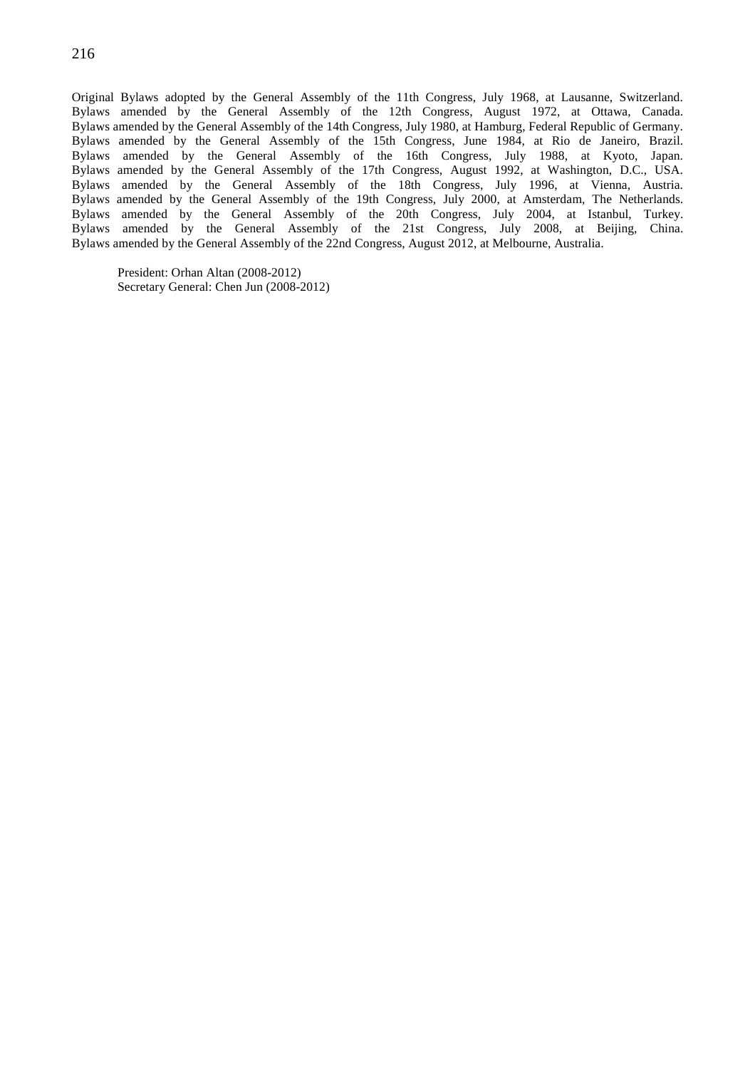Original Bylaws adopted by the General Assembly of the 11th Congress, July 1968, at Lausanne, Switzerland.
Bylaws amended by the General Assembly of the 12th Congress, August 1972, at Ottawa, Canada.
Bylaws amended by the General Assembly of the 14th Congress, July 1980, at Hamburg, Federal Republic of Germany.
Bylaws amended by the General Assembly of the 15th Congress, June 1984, at Rio de Janeiro, Brazil.
Bylaws amended by the General Assembly of the 16th Congress, July 1988, at Kyoto, Japan.
Bylaws amended by the General Assembly of the 17th Congress, August 1992, at Washington, D.C., USA.
Bylaws amended by the General Assembly of the 18th Congress, July 1996, at Vienna, Austria.
Bylaws amended by the General Assembly of the 19th Congress, July 2000, at Amsterdam, The Netherlands.
Bylaws amended by the General Assembly of the 20th Congress, July 2004, at Istanbul, Turkey.
Bylaws amended by the General Assembly of the 21st Congress, July 2008, at Beijing, China.
Bylaws amended by the General Assembly of the 22nd Congress, August 2012, at Melbourne, Australia.

President: Orhan Altan (2008-2012)
Secretary General: Chen Jun (2008-2012)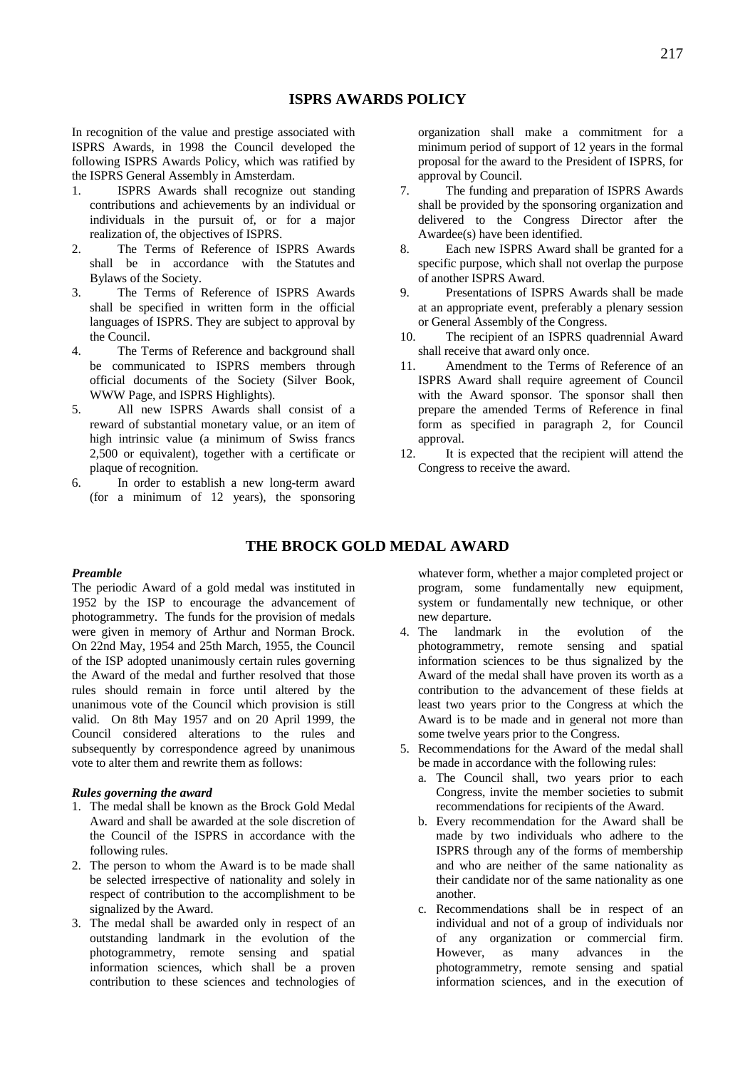## ISPRS AWARDS POLICY

In recognition of the value and prestige associated with ISPRS Awards, in 1998 the Council developed the following ISPRS Awards Policy, which was ratified by the ISPRS General Assembly in Amsterdam.

1. ISPRS Awards shall recognize out standing contributions and achievements by an individual or individuals in the pursuit of, or for a major realization of, the objectives of ISPRS.
2. The Terms of Reference of ISPRS Awards shall be in accordance with the Statutes and Bylaws of the Society.
3. The Terms of Reference of ISPRS Awards shall be specified in written form in the official languages of ISPRS. They are subject to approval by the Council.
4. The Terms of Reference and background shall be communicated to ISPRS members through official documents of the Society (Silver Book, WWW Page, and ISPRS Highlights).
5. All new ISPRS Awards shall consist of a reward of substantial monetary value, or an item of high intrinsic value (a minimum of Swiss francs 2,500 or equivalent), together with a certificate or plaque of recognition.
6. In order to establish a new long-term award (for a minimum of 12 years), the sponsoring organization shall make a commitment for a minimum period of support of 12 years in the formal proposal for the award to the President of ISPRS, for approval by Council.
7. The funding and preparation of ISPRS Awards shall be provided by the sponsoring organization and delivered to the Congress Director after the Awardee(s) have been identified.
8. Each new ISPRS Award shall be granted for a specific purpose, which shall not overlap the purpose of another ISPRS Award.
9. Presentations of ISPRS Awards shall be made at an appropriate event, preferably a plenary session or General Assembly of the Congress.
10. The recipient of an ISPRS quadrennial Award shall receive that award only once.
11. Amendment to the Terms of Reference of an ISPRS Award shall require agreement of Council with the Award sponsor. The sponsor shall then prepare the amended Terms of Reference in final form as specified in paragraph 2, for Council approval.
12. It is expected that the recipient will attend the Congress to receive the award.

## THE BROCK GOLD MEDAL AWARD

***Preamble***

The periodic Award of a gold medal was instituted in 1952 by the ISP to encourage the advancement of photogrammetry. The funds for the provision of medals were given in memory of Arthur and Norman Brock. On 22nd May, 1954 and 25th March, 1955, the Council of the ISP adopted unanimously certain rules governing the Award of the medal and further resolved that those rules should remain in force until altered by the unanimous vote of the Council which provision is still valid. On 8th May 1957 and on 20 April 1999, the Council considered alterations to the rules and subsequently by correspondence agreed by unanimous vote to alter them and rewrite them as follows:

***Rules governing the award***

1. The medal shall be known as the Brock Gold Medal Award and shall be awarded at the sole discretion of the Council of the ISPRS in accordance with the following rules.
2. The person to whom the Award is to be made shall be selected irrespective of nationality and solely in respect of contribution to the accomplishment to be signalized by the Award.
3. The medal shall be awarded only in respect of an outstanding landmark in the evolution of the photogrammetry, remote sensing and spatial information sciences, which shall be a proven contribution to these sciences and technologies of whatever form, whether a major completed project or program, some fundamentally new equipment, system or fundamentally new technique, or other new departure.
4. The landmark in the evolution of the photogrammetry, remote sensing and spatial information sciences to be thus signalized by the Award of the medal shall have proven its worth as a contribution to the advancement of these fields at least two years prior to the Congress at which the Award is to be made and in general not more than some twelve years prior to the Congress.
5. Recommendations for the Award of the medal shall be made in accordance with the following rules:
   a. The Council shall, two years prior to each Congress, invite the member societies to submit recommendations for recipients of the Award.
   b. Every recommendation for the Award shall be made by two individuals who adhere to the ISPRS through any of the forms of membership and who are neither of the same nationality as their candidate nor of the same nationality as one another.
   c. Recommendations shall be in respect of an individual and not of a group of individuals nor of any organization or commercial firm. However, as many advances in the photogrammetry, remote sensing and spatial information sciences, and in the execution of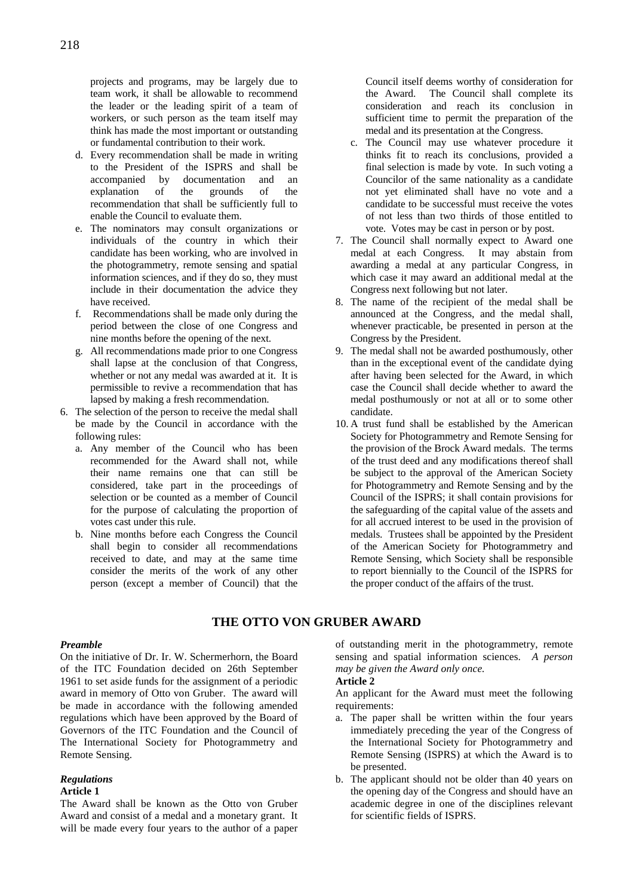projects and programs, may be largely due to team work, it shall be allowable to recommend the leader or the leading spirit of a team of workers, or such person as the team itself may think has made the most important or outstanding or fundamental contribution to their work.

   d. Every recommendation shall be made in writing to the President of the ISPRS and shall be accompanied by documentation and an explanation of the grounds of the recommendation that shall be sufficiently full to enable the Council to evaluate them.
   e. The nominators may consult organizations or individuals of the country in which their candidate has been working, who are involved in the photogrammetry, remote sensing and spatial information sciences, and if they do so, they must include in their documentation the advice they have received.
   f. Recommendations shall be made only during the period between the close of one Congress and nine months before the opening of the next.
   g. All recommendations made prior to one Congress shall lapse at the conclusion of that Congress, whether or not any medal was awarded at it. It is permissible to revive a recommendation that has lapsed by making a fresh recommendation.
6. The selection of the person to receive the medal shall be made by the Council in accordance with the following rules:
   a. Any member of the Council who has been recommended for the Award shall not, while their name remains one that can still be considered, take part in the proceedings of selection or be counted as a member of Council for the purpose of calculating the proportion of votes cast under this rule.
   b. Nine months before each Congress the Council shall begin to consider all recommendations received to date, and may at the same time consider the merits of the work of any other person (except a member of Council) that the Council itself deems worthy of consideration for the Award. The Council shall complete its consideration and reach its conclusion in sufficient time to permit the preparation of the medal and its presentation at the Congress.
   c. The Council may use whatever procedure it thinks fit to reach its conclusions, provided a final selection is made by vote. In such voting a Councilor of the same nationality as a candidate not yet eliminated shall have no vote and a candidate to be successful must receive the votes of not less than two thirds of those entitled to vote. Votes may be cast in person or by post.
7. The Council shall normally expect to Award one medal at each Congress. It may abstain from awarding a medal at any particular Congress, in which case it may award an additional medal at the Congress next following but not later.
8. The name of the recipient of the medal shall be announced at the Congress, and the medal shall, whenever practicable, be presented in person at the Congress by the President.
9. The medal shall not be awarded posthumously, other than in the exceptional event of the candidate dying after having been selected for the Award, in which case the Council shall decide whether to award the medal posthumously or not at all or to some other candidate.
10. A trust fund shall be established by the American Society for Photogrammetry and Remote Sensing for the provision of the Brock Award medals. The terms of the trust deed and any modifications thereof shall be subject to the approval of the American Society for Photogrammetry and Remote Sensing and by the Council of the ISPRS; it shall contain provisions for the safeguarding of the capital value of the assets and for all accrued interest to be used in the provision of medals. Trustees shall be appointed by the President of the American Society for Photogrammetry and Remote Sensing, which Society shall be responsible to report biennially to the Council of the ISPRS for the proper conduct of the affairs of the trust.

## THE OTTO VON GRUBER AWARD

***Preamble***

On the initiative of Dr. Ir. W. Schermerhorn, the Board of the ITC Foundation decided on 26th September 1961 to set aside funds for the assignment of a periodic award in memory of Otto von Gruber. The award will be made in accordance with the following amended regulations which have been approved by the Board of Governors of the ITC Foundation and the Council of The International Society for Photogrammetry and Remote Sensing.

***Regulations***

**Article 1**

The Award shall be known as the Otto von Gruber Award and consist of a medal and a monetary grant. It will be made every four years to the author of a paper of outstanding merit in the photogrammetry, remote sensing and spatial information sciences. *A person may be given the Award only once.*

**Article 2**

An applicant for the Award must meet the following requirements:

a. The paper shall be written within the four years immediately preceding the year of the Congress of the International Society for Photogrammetry and Remote Sensing (ISPRS) at which the Award is to be presented.
b. The applicant should not be older than 40 years on the opening day of the Congress and should have an academic degree in one of the disciplines relevant for scientific fields of ISPRS.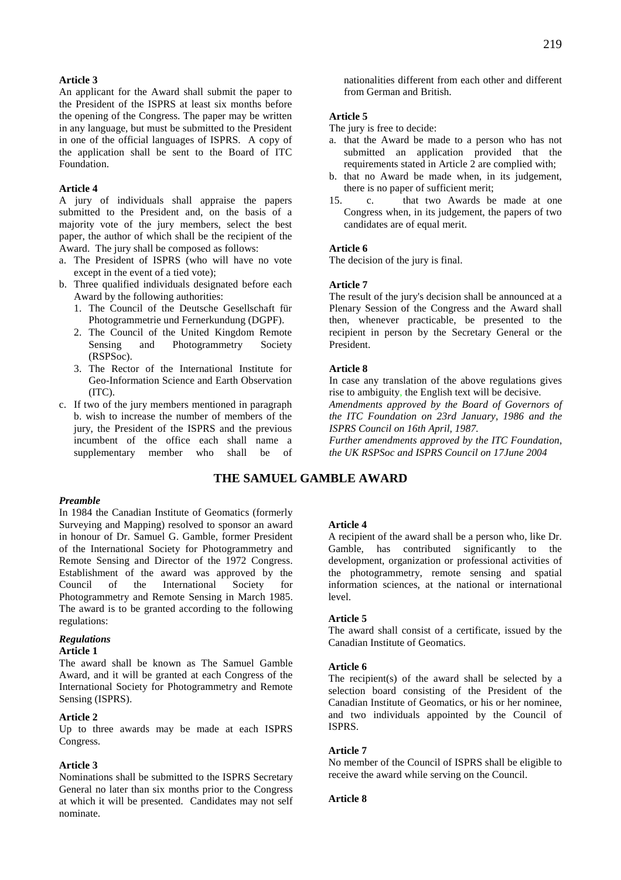**Article 3**

An applicant for the Award shall submit the paper to the President of the ISPRS at least six months before the opening of the Congress. The paper may be written in any language, but must be submitted to the President in one of the official languages of ISPRS. A copy of the application shall be sent to the Board of ITC Foundation.

**Article 4**

A jury of individuals shall appraise the papers submitted to the President and, on the basis of a majority vote of the jury members, select the best paper, the author of which shall be the recipient of the Award. The jury shall be composed as follows:

a. The President of ISPRS (who will have no vote except in the event of a tied vote);
b. Three qualified individuals designated before each Award by the following authorities:
   1. The Council of the Deutsche Gesellschaft für Photogrammetrie und Fernerkundung (DGPF).
   2. The Council of the United Kingdom Remote Sensing and Photogrammetry Society (RSPSoc).
   3. The Rector of the International Institute for Geo-Information Science and Earth Observation (ITC).
c. If two of the jury members mentioned in paragraph b. wish to increase the number of members of the jury, the President of the ISPRS and the previous incumbent of the office each shall name a supplementary member who shall be of nationalities different from each other and different from German and British.

**Article 5**

The jury is free to decide:

a. that the Award be made to a person who has not submitted an application provided that the requirements stated in Article 2 are complied with;
b. that no Award be made when, in its judgement, there is no paper of sufficient merit;
15. c. that two Awards be made at one Congress when, in its judgement, the papers of two candidates are of equal merit.

**Article 6**

The decision of the jury is final.

**Article 7**

The result of the jury's decision shall be announced at a Plenary Session of the Congress and the Award shall then, whenever practicable, be presented to the recipient in person by the Secretary General or the President.

**Article 8**

In case any translation of the above regulations gives rise to ambiguity, the English text will be decisive.

*Amendments approved by the Board of Governors of the ITC Foundation on 23rd January, 1986 and the ISPRS Council on 16th April, 1987.*

*Further amendments approved by the ITC Foundation, the UK RSPSoc and ISPRS Council on 17June 2004*

## THE SAMUEL GAMBLE AWARD

***Preamble***

In 1984 the Canadian Institute of Geomatics (formerly Surveying and Mapping) resolved to sponsor an award in honour of Dr. Samuel G. Gamble, former President of the International Society for Photogrammetry and Remote Sensing and Director of the 1972 Congress. Establishment of the award was approved by the Council of the International Society for Photogrammetry and Remote Sensing in March 1985. The award is to be granted according to the following regulations:

***Regulations***

**Article 1**

The award shall be known as The Samuel Gamble Award, and it will be granted at each Congress of the International Society for Photogrammetry and Remote Sensing (ISPRS).

**Article 2**

Up to three awards may be made at each ISPRS Congress.

**Article 3**

Nominations shall be submitted to the ISPRS Secretary General no later than six months prior to the Congress at which it will be presented. Candidates may not self nominate.

**Article 4**

A recipient of the award shall be a person who, like Dr. Gamble, has contributed significantly to the development, organization or professional activities of the photogrammetry, remote sensing and spatial information sciences, at the national or international level.

**Article 5**

The award shall consist of a certificate, issued by the Canadian Institute of Geomatics.

**Article 6**

The recipient(s) of the award shall be selected by a selection board consisting of the President of the Canadian Institute of Geomatics, or his or her nominee, and two individuals appointed by the Council of ISPRS.

**Article 7**

No member of the Council of ISPRS shall be eligible to receive the award while serving on the Council.

**Article 8**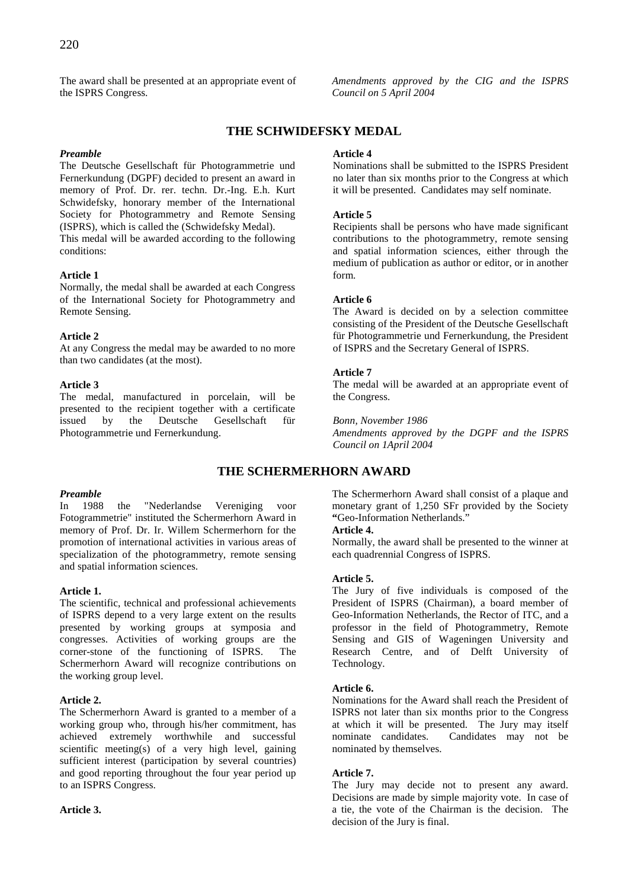The award shall be presented at an appropriate event of the ISPRS Congress.

*Amendments approved by the CIG and the ISPRS Council on 5 April 2004*

## THE SCHWIDEFSKY MEDAL

***Preamble***

The Deutsche Gesellschaft für Photogrammetrie und Fernerkundung (DGPF) decided to present an award in memory of Prof. Dr. rer. techn. Dr.-Ing. E.h. Kurt Schwidefsky, honorary member of the International Society for Photogrammetry and Remote Sensing (ISPRS), which is called the (Schwidefsky Medal).
This medal will be awarded according to the following conditions:

**Article 1**

Normally, the medal shall be awarded at each Congress of the International Society for Photogrammetry and Remote Sensing.

**Article 2**

At any Congress the medal may be awarded to no more than two candidates (at the most).

**Article 3**

The medal, manufactured in porcelain, will be presented to the recipient together with a certificate issued by the Deutsche Gesellschaft für Photogrammetrie und Fernerkundung.

**Article 4**

Nominations shall be submitted to the ISPRS President no later than six months prior to the Congress at which it will be presented. Candidates may self nominate.

**Article 5**

Recipients shall be persons who have made significant contributions to the photogrammetry, remote sensing and spatial information sciences, either through the medium of publication as author or editor, or in another form.

**Article 6**

The Award is decided on by a selection committee consisting of the President of the Deutsche Gesellschaft für Photogrammetrie und Fernerkundung, the President of ISPRS and the Secretary General of ISPRS.

**Article 7**

The medal will be awarded at an appropriate event of the Congress.

*Bonn, November 1986*
*Amendments approved by the DGPF and the ISPRS Council on 1April 2004*

## THE SCHERMERHORN AWARD

***Preamble***

In 1988 the "Nederlandse Vereniging voor Fotogrammetrie" instituted the Schermerhorn Award in memory of Prof. Dr. Ir. Willem Schermerhorn for the promotion of international activities in various areas of specialization of the photogrammetry, remote sensing and spatial information sciences.

**Article 1.**

The scientific, technical and professional achievements of ISPRS depend to a very large extent on the results presented by working groups at symposia and congresses. Activities of working groups are the corner-stone of the functioning of ISPRS. The Schermerhorn Award will recognize contributions on the working group level.

**Article 2.**

The Schermerhorn Award is granted to a member of a working group who, through his/her commitment, has achieved extremely worthwhile and successful scientific meeting(s) of a very high level, gaining sufficient interest (participation by several countries) and good reporting throughout the four year period up to an ISPRS Congress.

**Article 3.**

The Schermerhorn Award shall consist of a plaque and monetary grant of 1,250 SFr provided by the Society **"**Geo-Information Netherlands."

**Article 4.**

Normally, the award shall be presented to the winner at each quadrennial Congress of ISPRS.

**Article 5.**

The Jury of five individuals is composed of the President of ISPRS (Chairman), a board member of Geo-Information Netherlands, the Rector of ITC, and a professor in the field of Photogrammetry, Remote Sensing and GIS of Wageningen University and Research Centre, and of Delft University of Technology.

**Article 6.**

Nominations for the Award shall reach the President of ISPRS not later than six months prior to the Congress at which it will be presented. The Jury may itself nominate candidates. Candidates may not be nominated by themselves.

**Article 7.**

The Jury may decide not to present any award. Decisions are made by simple majority vote. In case of a tie, the vote of the Chairman is the decision. The decision of the Jury is final.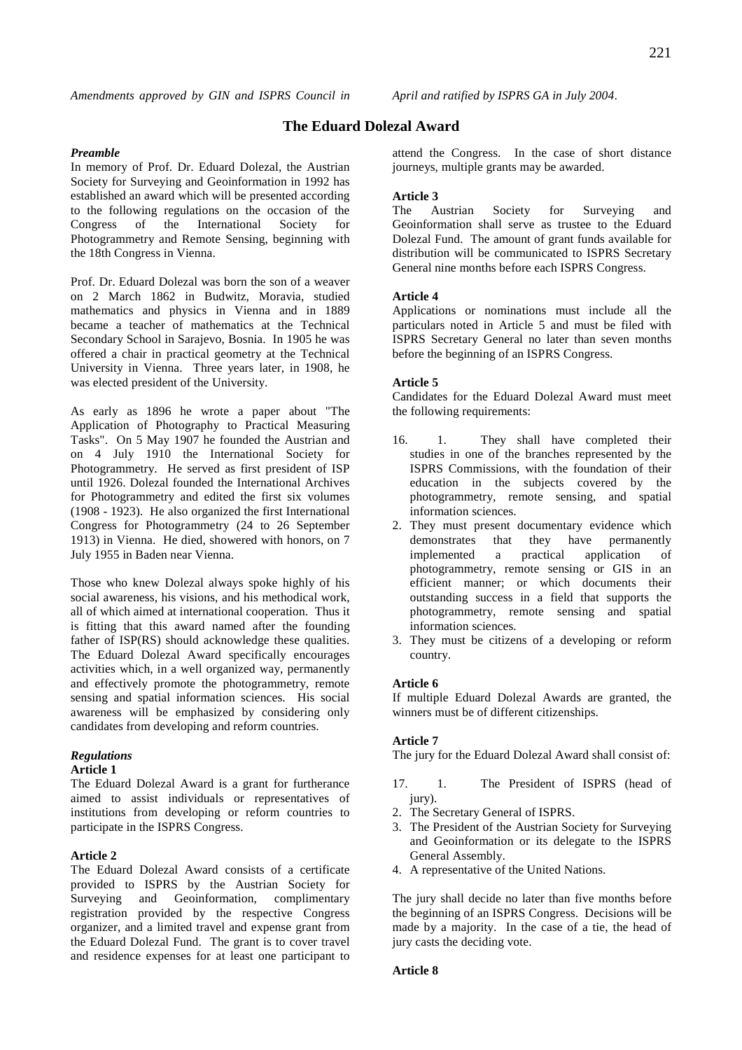*Amendments approved by GIN and ISPRS Council in April and ratified by ISPRS GA in July 2004.*

## The Eduard Dolezal Award

***Preamble***

In memory of Prof. Dr. Eduard Dolezal, the Austrian Society for Surveying and Geoinformation in 1992 has established an award which will be presented according to the following regulations on the occasion of the Congress of the International Society for Photogrammetry and Remote Sensing, beginning with the 18th Congress in Vienna.

Prof. Dr. Eduard Dolezal was born the son of a weaver on 2 March 1862 in Budwitz, Moravia, studied mathematics and physics in Vienna and in 1889 became a teacher of mathematics at the Technical Secondary School in Sarajevo, Bosnia. In 1905 he was offered a chair in practical geometry at the Technical University in Vienna. Three years later, in 1908, he was elected president of the University.

As early as 1896 he wrote a paper about "The Application of Photography to Practical Measuring Tasks". On 5 May 1907 he founded the Austrian and on 4 July 1910 the International Society for Photogrammetry. He served as first president of ISP until 1926. Dolezal founded the International Archives for Photogrammetry and edited the first six volumes (1908 - 1923). He also organized the first International Congress for Photogrammetry (24 to 26 September 1913) in Vienna. He died, showered with honors, on 7 July 1955 in Baden near Vienna.

Those who knew Dolezal always spoke highly of his social awareness, his visions, and his methodical work, all of which aimed at international cooperation. Thus it is fitting that this award named after the founding father of ISP(RS) should acknowledge these qualities. The Eduard Dolezal Award specifically encourages activities which, in a well organized way, permanently and effectively promote the photogrammetry, remote sensing and spatial information sciences. His social awareness will be emphasized by considering only candidates from developing and reform countries.

***Regulations***

**Article 1**

The Eduard Dolezal Award is a grant for furtherance aimed to assist individuals or representatives of institutions from developing or reform countries to participate in the ISPRS Congress.

**Article 2**

The Eduard Dolezal Award consists of a certificate provided to ISPRS by the Austrian Society for Surveying and Geoinformation, complimentary registration provided by the respective Congress organizer, and a limited travel and expense grant from the Eduard Dolezal Fund. The grant is to cover travel and residence expenses for at least one participant to attend the Congress. In the case of short distance journeys, multiple grants may be awarded.

**Article 3**

The Austrian Society for Surveying and Geoinformation shall serve as trustee to the Eduard Dolezal Fund. The amount of grant funds available for distribution will be communicated to ISPRS Secretary General nine months before each ISPRS Congress.

**Article 4**

Applications or nominations must include all the particulars noted in Article 5 and must be filed with ISPRS Secretary General no later than seven months before the beginning of an ISPRS Congress.

**Article 5**

Candidates for the Eduard Dolezal Award must meet the following requirements:

16. 1. They shall have completed their studies in one of the branches represented by the ISPRS Commissions, with the foundation of their education in the subjects covered by the photogrammetry, remote sensing, and spatial information sciences.
2. They must present documentary evidence which demonstrates that they have permanently implemented a practical application of photogrammetry, remote sensing or GIS in an efficient manner; or which documents their outstanding success in a field that supports the photogrammetry, remote sensing and spatial information sciences.
3. They must be citizens of a developing or reform country.

**Article 6**

If multiple Eduard Dolezal Awards are granted, the winners must be of different citizenships.

**Article 7**

The jury for the Eduard Dolezal Award shall consist of:

17. 1. The President of ISPRS (head of jury).
2. The Secretary General of ISPRS.
3. The President of the Austrian Society for Surveying and Geoinformation or its delegate to the ISPRS General Assembly.
4. A representative of the United Nations.

The jury shall decide no later than five months before the beginning of an ISPRS Congress. Decisions will be made by a majority. In the case of a tie, the head of jury casts the deciding vote.

**Article 8**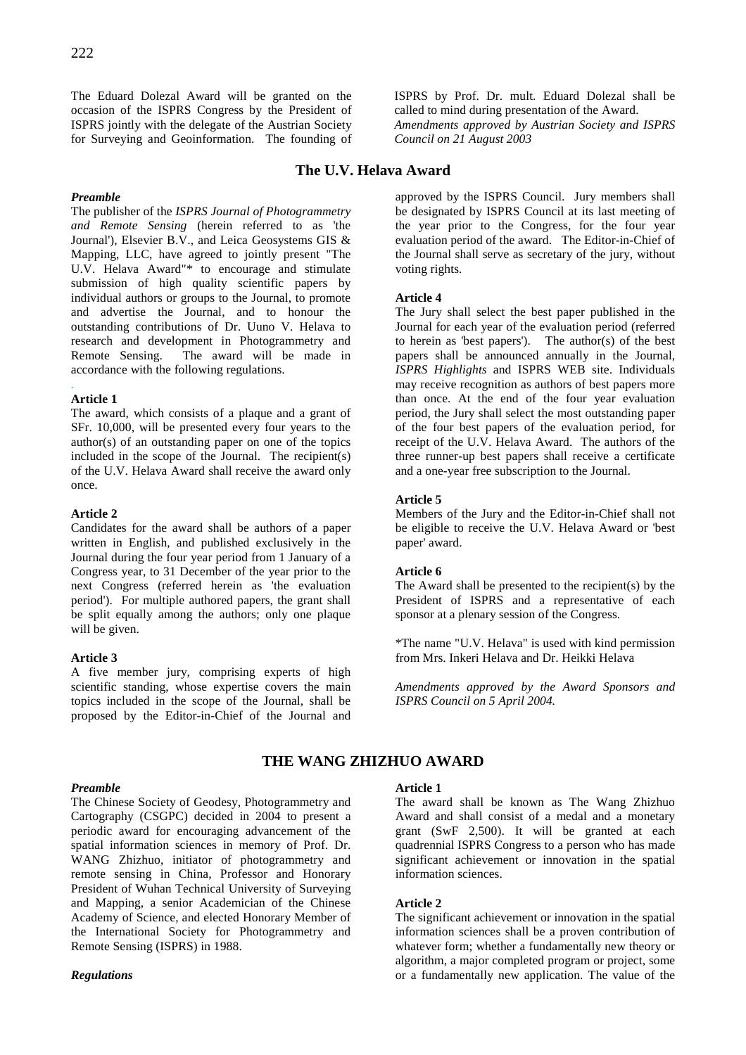The Eduard Dolezal Award will be granted on the occasion of the ISPRS Congress by the President of ISPRS jointly with the delegate of the Austrian Society for Surveying and Geoinformation. The founding of ISPRS by Prof. Dr. mult. Eduard Dolezal shall be called to mind during presentation of the Award.

*Amendments approved by Austrian Society and ISPRS Council on 21 August 2003*

## The U.V. Helava Award

***Preamble***

The publisher of the *ISPRS Journal of Photogrammetry and Remote Sensing* (herein referred to as 'the Journal'), Elsevier B.V., and Leica Geosystems GIS & Mapping, LLC, have agreed to jointly present "The U.V. Helava Award"* to encourage and stimulate submission of high quality scientific papers by individual authors or groups to the Journal, to promote and advertise the Journal, and to honour the outstanding contributions of Dr. Uuno V. Helava to research and development in Photogrammetry and Remote Sensing. The award will be made in accordance with the following regulations.

**Article 1**

The award, which consists of a plaque and a grant of SFr. 10,000, will be presented every four years to the author(s) of an outstanding paper on one of the topics included in the scope of the Journal. The recipient(s) of the U.V. Helava Award shall receive the award only once.

**Article 2**

Candidates for the award shall be authors of a paper written in English, and published exclusively in the Journal during the four year period from 1 January of a Congress year, to 31 December of the year prior to the next Congress (referred herein as 'the evaluation period'). For multiple authored papers, the grant shall be split equally among the authors; only one plaque will be given.

**Article 3**

A five member jury, comprising experts of high scientific standing, whose expertise covers the main topics included in the scope of the Journal, shall be proposed by the Editor-in-Chief of the Journal and approved by the ISPRS Council. Jury members shall be designated by ISPRS Council at its last meeting of the year prior to the Congress, for the four year evaluation period of the award. The Editor-in-Chief of the Journal shall serve as secretary of the jury, without voting rights.

**Article 4**

The Jury shall select the best paper published in the Journal for each year of the evaluation period (referred to herein as 'best papers'). The author(s) of the best papers shall be announced annually in the Journal, *ISPRS Highlights* and ISPRS WEB site. Individuals may receive recognition as authors of best papers more than once. At the end of the four year evaluation period, the Jury shall select the most outstanding paper of the four best papers of the evaluation period, for receipt of the U.V. Helava Award. The authors of the three runner-up best papers shall receive a certificate and a one-year free subscription to the Journal.

**Article 5**

Members of the Jury and the Editor-in-Chief shall not be eligible to receive the U.V. Helava Award or 'best paper' award.

**Article 6**

The Award shall be presented to the recipient(s) by the President of ISPRS and a representative of each sponsor at a plenary session of the Congress.

*The name "U.V. Helava" is used with kind permission from Mrs. Inkeri Helava and Dr. Heikki Helava

*Amendments approved by the Award Sponsors and ISPRS Council on 5 April 2004.*

## THE WANG ZHIZHUO AWARD

***Preamble***

The Chinese Society of Geodesy, Photogrammetry and Cartography (CSGPC) decided in 2004 to present a periodic award for encouraging advancement of the spatial information sciences in memory of Prof. Dr. WANG Zhizhuo, initiator of photogrammetry and remote sensing in China, Professor and Honorary President of Wuhan Technical University of Surveying and Mapping, a senior Academician of the Chinese Academy of Science, and elected Honorary Member of the International Society for Photogrammetry and Remote Sensing (ISPRS) in 1988.

***Regulations***

**Article 1**

The award shall be known as The Wang Zhizhuo Award and shall consist of a medal and a monetary grant (SwF 2,500). It will be granted at each quadrennial ISPRS Congress to a person who has made significant achievement or innovation in the spatial information sciences.

**Article 2**

The significant achievement or innovation in the spatial information sciences shall be a proven contribution of whatever form; whether a fundamentally new theory or algorithm, a major completed program or project, some or a fundamentally new application. The value of the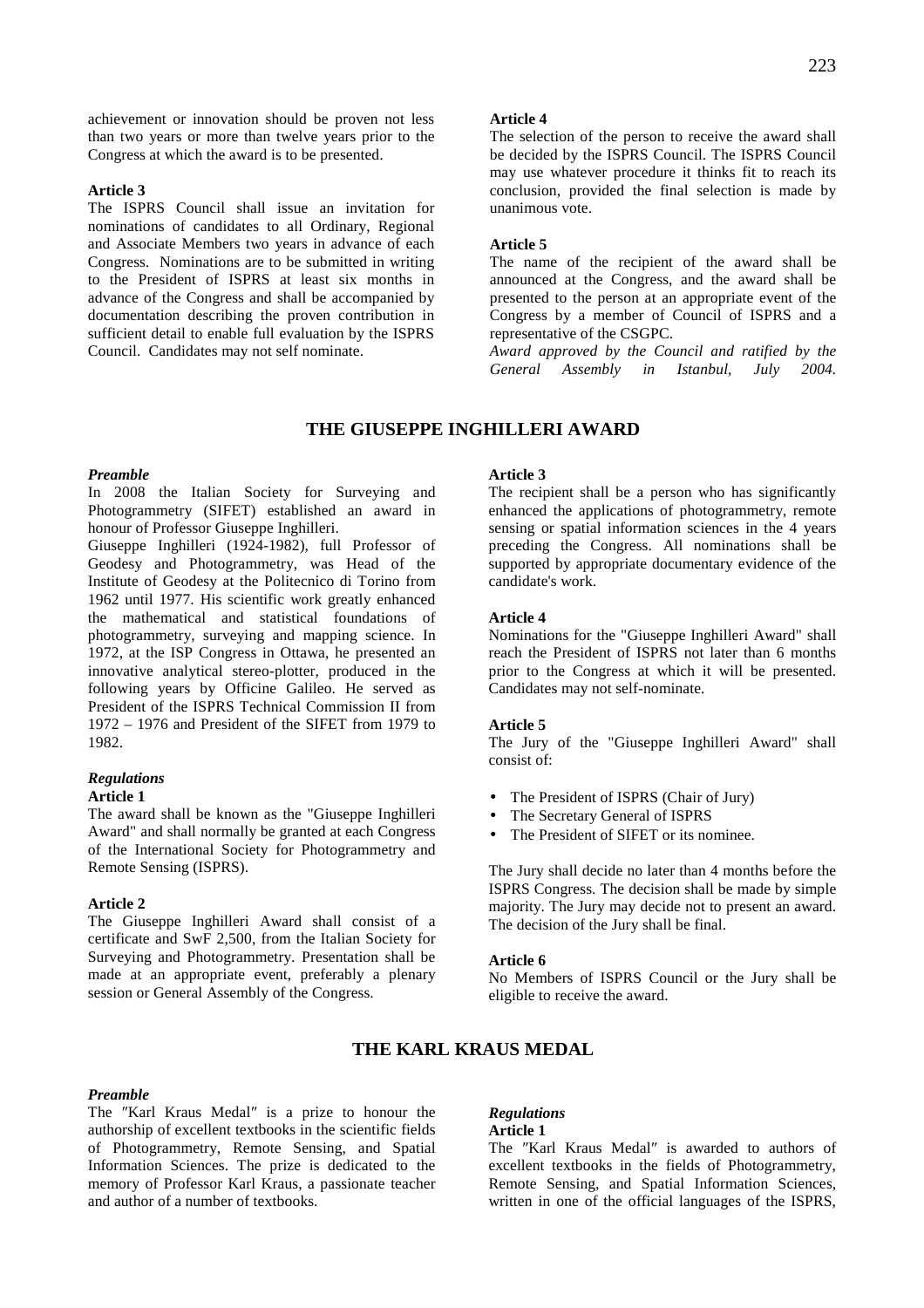achievement or innovation should be proven not less than two years or more than twelve years prior to the Congress at which the award is to be presented.

**Article 3**

The ISPRS Council shall issue an invitation for nominations of candidates to all Ordinary, Regional and Associate Members two years in advance of each Congress. Nominations are to be submitted in writing to the President of ISPRS at least six months in advance of the Congress and shall be accompanied by documentation describing the proven contribution in sufficient detail to enable full evaluation by the ISPRS Council. Candidates may not self nominate.

**Article 4**

The selection of the person to receive the award shall be decided by the ISPRS Council. The ISPRS Council may use whatever procedure it thinks fit to reach its conclusion, provided the final selection is made by unanimous vote.

**Article 5**

The name of the recipient of the award shall be announced at the Congress, and the award shall be presented to the person at an appropriate event of the Congress by a member of Council of ISPRS and a representative of the CSGPC.

*Award approved by the Council and ratified by the General Assembly in Istanbul, July 2004.*

## THE GIUSEPPE INGHILLERI AWARD

***Preamble***

In 2008 the Italian Society for Surveying and Photogrammetry (SIFET) established an award in honour of Professor Giuseppe Inghilleri.

Giuseppe Inghilleri (1924-1982), full Professor of Geodesy and Photogrammetry, was Head of the Institute of Geodesy at the Politecnico di Torino from 1962 until 1977. His scientific work greatly enhanced the mathematical and statistical foundations of photogrammetry, surveying and mapping science. In 1972, at the ISP Congress in Ottawa, he presented an innovative analytical stereo-plotter, produced in the following years by Officine Galileo. He served as President of the ISPRS Technical Commission II from 1972 – 1976 and President of the SIFET from 1979 to 1982.

***Regulations***

**Article 1**

The award shall be known as the "Giuseppe Inghilleri Award" and shall normally be granted at each Congress of the International Society for Photogrammetry and Remote Sensing (ISPRS).

**Article 2**

The Giuseppe Inghilleri Award shall consist of a certificate and SwF 2,500, from the Italian Society for Surveying and Photogrammetry. Presentation shall be made at an appropriate event, preferably a plenary session or General Assembly of the Congress.

**Article 3**

The recipient shall be a person who has significantly enhanced the applications of photogrammetry, remote sensing or spatial information sciences in the 4 years preceding the Congress. All nominations shall be supported by appropriate documentary evidence of the candidate's work.

**Article 4**

Nominations for the "Giuseppe Inghilleri Award" shall reach the President of ISPRS not later than 6 months prior to the Congress at which it will be presented. Candidates may not self-nominate.

**Article 5**

The Jury of the "Giuseppe Inghilleri Award" shall consist of:

- The President of ISPRS (Chair of Jury)
- The Secretary General of ISPRS
- The President of SIFET or its nominee.

The Jury shall decide no later than 4 months before the ISPRS Congress. The decision shall be made by simple majority. The Jury may decide not to present an award. The decision of the Jury shall be final.

**Article 6**

No Members of ISPRS Council or the Jury shall be eligible to receive the award.

## THE KARL KRAUS MEDAL

***Preamble***

The ″Karl Kraus Medal″ is a prize to honour the authorship of excellent textbooks in the scientific fields of Photogrammetry, Remote Sensing, and Spatial Information Sciences. The prize is dedicated to the memory of Professor Karl Kraus, a passionate teacher and author of a number of textbooks.

***Regulations***

**Article 1**

The ″Karl Kraus Medal″ is awarded to authors of excellent textbooks in the fields of Photogrammetry, Remote Sensing, and Spatial Information Sciences, written in one of the official languages of the ISPRS,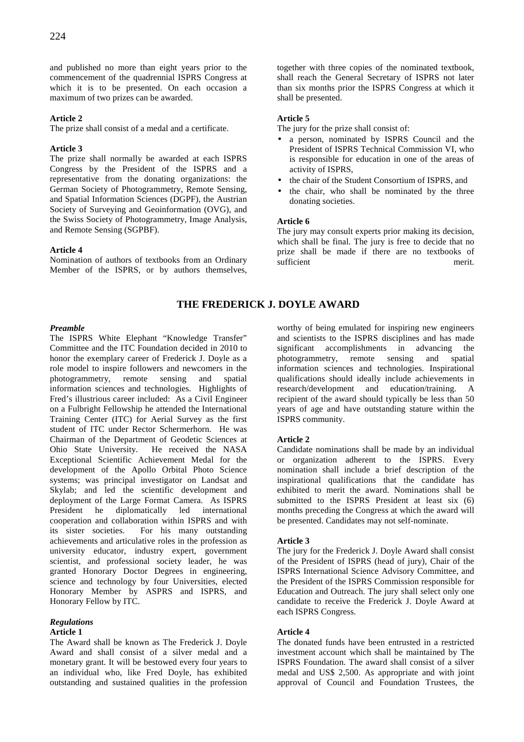and published no more than eight years prior to the commencement of the quadrennial ISPRS Congress at which it is to be presented. On each occasion a maximum of two prizes can be awarded.

**Article 2**

The prize shall consist of a medal and a certificate.

**Article 3**

The prize shall normally be awarded at each ISPRS Congress by the President of the ISPRS and a representative from the donating organizations: the German Society of Photogrammetry, Remote Sensing, and Spatial Information Sciences (DGPF), the Austrian Society of Surveying and Geoinformation (OVG), and the Swiss Society of Photogrammetry, Image Analysis, and Remote Sensing (SGPBF).

**Article 4**

Nomination of authors of textbooks from an Ordinary Member of the ISPRS, or by authors themselves, together with three copies of the nominated textbook, shall reach the General Secretary of ISPRS not later than six months prior the ISPRS Congress at which it shall be presented.

**Article 5**

The jury for the prize shall consist of:

- a person, nominated by ISPRS Council and the President of ISPRS Technical Commission VI, who is responsible for education in one of the areas of activity of ISPRS,
- the chair of the Student Consortium of ISPRS, and
- the chair, who shall be nominated by the three donating societies.

**Article 6**

The jury may consult experts prior making its decision, which shall be final. The jury is free to decide that no prize shall be made if there are no textbooks of sufficient merit.

## THE FREDERICK J. DOYLE AWARD

***Preamble***

The ISPRS White Elephant "Knowledge Transfer" Committee and the ITC Foundation decided in 2010 to honor the exemplary career of Frederick J. Doyle as a role model to inspire followers and newcomers in the photogrammetry, remote sensing and spatial information sciences and technologies. Highlights of Fred's illustrious career included: As a Civil Engineer on a Fulbright Fellowship he attended the International Training Center (ITC) for Aerial Survey as the first student of ITC under Rector Schermerhorn. He was Chairman of the Department of Geodetic Sciences at Ohio State University. He received the NASA Exceptional Scientific Achievement Medal for the development of the Apollo Orbital Photo Science systems; was principal investigator on Landsat and Skylab; and led the scientific development and deployment of the Large Format Camera. As ISPRS President he diplomatically led international cooperation and collaboration within ISPRS and with its sister societies. For his many outstanding achievements and articulative roles in the profession as university educator, industry expert, government scientist, and professional society leader, he was granted Honorary Doctor Degrees in engineering, science and technology by four Universities, elected Honorary Member by ASPRS and ISPRS, and Honorary Fellow by ITC.

***Regulations***

**Article 1**

The Award shall be known as The Frederick J. Doyle Award and shall consist of a silver medal and a monetary grant. It will be bestowed every four years to an individual who, like Fred Doyle, has exhibited outstanding and sustained qualities in the profession worthy of being emulated for inspiring new engineers and scientists to the ISPRS disciplines and has made significant accomplishments in advancing the photogrammetry, remote sensing and spatial information sciences and technologies. Inspirational qualifications should ideally include achievements in research/development and education/training. A recipient of the award should typically be less than 50 years of age and have outstanding stature within the ISPRS community.

**Article 2**

Candidate nominations shall be made by an individual or organization adherent to the ISPRS. Every nomination shall include a brief description of the inspirational qualifications that the candidate has exhibited to merit the award. Nominations shall be submitted to the ISPRS President at least six (6) months preceding the Congress at which the award will be presented. Candidates may not self-nominate.

**Article 3**

The jury for the Frederick J. Doyle Award shall consist of the President of ISPRS (head of jury), Chair of the ISPRS International Science Advisory Committee, and the President of the ISPRS Commission responsible for Education and Outreach. The jury shall select only one candidate to receive the Frederick J. Doyle Award at each ISPRS Congress.

**Article 4**

The donated funds have been entrusted in a restricted investment account which shall be maintained by The ISPRS Foundation. The award shall consist of a silver medal and US$ 2,500. As appropriate and with joint approval of Council and Foundation Trustees, the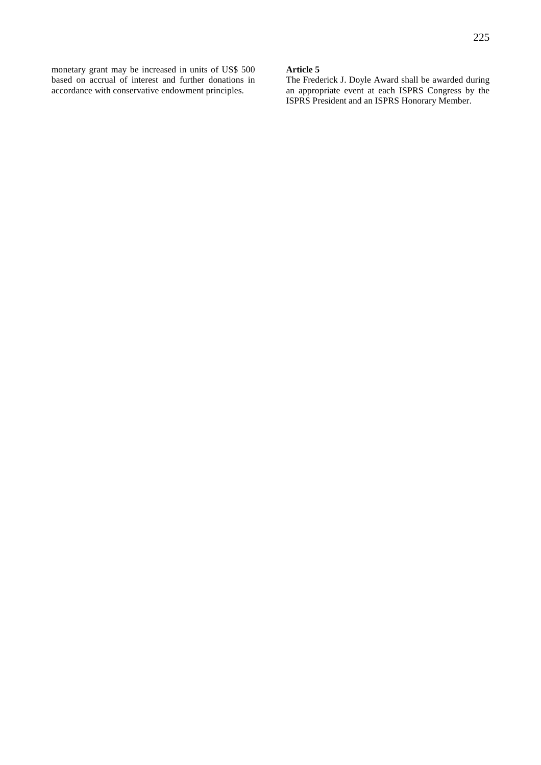monetary grant may be increased in units of US$ 500 based on accrual of interest and further donations in accordance with conservative endowment principles.

**Article 5**

The Frederick J. Doyle Award shall be awarded during an appropriate event at each ISPRS Congress by the ISPRS President and an ISPRS Honorary Member.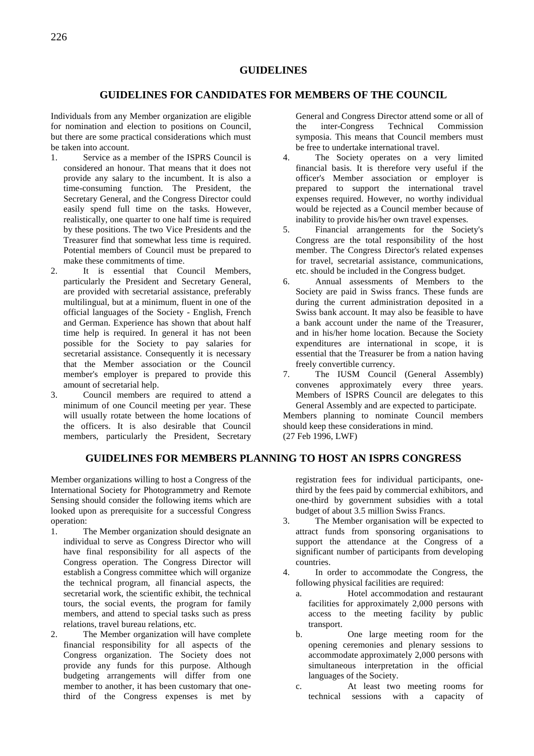# GUIDELINES

## GUIDELINES FOR CANDIDATES FOR MEMBERS OF THE COUNCIL

Individuals from any Member organization are eligible for nomination and election to positions on Council, but there are some practical considerations which must be taken into account.

1. Service as a member of the ISPRS Council is considered an honour. That means that it does not provide any salary to the incumbent. It is also a time-consuming function. The President, the Secretary General, and the Congress Director could easily spend full time on the tasks. However, realistically, one quarter to one half time is required by these positions. The two Vice Presidents and the Treasurer find that somewhat less time is required. Potential members of Council must be prepared to make these commitments of time.
2. It is essential that Council Members, particularly the President and Secretary General, are provided with secretarial assistance, preferably multilingual, but at a minimum, fluent in one of the official languages of the Society - English, French and German. Experience has shown that about half time help is required. In general it has not been possible for the Society to pay salaries for secretarial assistance. Consequently it is necessary that the Member association or the Council member's employer is prepared to provide this amount of secretarial help.
3. Council members are required to attend a minimum of one Council meeting per year. These will usually rotate between the home locations of the officers. It is also desirable that Council members, particularly the President, Secretary General and Congress Director attend some or all of the inter-Congress Technical Commission symposia. This means that Council members must be free to undertake international travel.
4. The Society operates on a very limited financial basis. It is therefore very useful if the officer's Member association or employer is prepared to support the international travel expenses required. However, no worthy individual would be rejected as a Council member because of inability to provide his/her own travel expenses.
5. Financial arrangements for the Society's Congress are the total responsibility of the host member. The Congress Director's related expenses for travel, secretarial assistance, communications, etc. should be included in the Congress budget.
6. Annual assessments of Members to the Society are paid in Swiss francs. These funds are during the current administration deposited in a Swiss bank account. It may also be feasible to have a bank account under the name of the Treasurer, and in his/her home location. Because the Society expenditures are international in scope, it is essential that the Treasurer be from a nation having freely convertible currency.
7. The IUSM Council (General Assembly) convenes approximately every three years. Members of ISPRS Council are delegates to this General Assembly and are expected to participate.

Members planning to nominate Council members should keep these considerations in mind.
(27 Feb 1996, LWF)

## GUIDELINES FOR MEMBERS PLANNING TO HOST AN ISPRS CONGRESS

Member organizations willing to host a Congress of the International Society for Photogrammetry and Remote Sensing should consider the following items which are looked upon as prerequisite for a successful Congress operation:

1. The Member organization should designate an individual to serve as Congress Director who will have final responsibility for all aspects of the Congress operation. The Congress Director will establish a Congress committee which will organize the technical program, all financial aspects, the secretarial work, the scientific exhibit, the technical tours, the social events, the program for family members, and attend to special tasks such as press relations, travel bureau relations, etc.
2. The Member organization will have complete financial responsibility for all aspects of the Congress organization. The Society does not provide any funds for this purpose. Although budgeting arrangements will differ from one member to another, it has been customary that one-third of the Congress expenses is met by registration fees for individual participants, one-third by the fees paid by commercial exhibitors, and one-third by government subsidies with a total budget of about 3.5 million Swiss Francs.
3. The Member organisation will be expected to attract funds from sponsoring organisations to support the attendance at the Congress of a significant number of participants from developing countries.
4. In order to accommodate the Congress, the following physical facilities are required:
   a. Hotel accommodation and restaurant facilities for approximately 2,000 persons with access to the meeting facility by public transport.
   b. One large meeting room for the opening ceremonies and plenary sessions to accommodate approximately 2,000 persons with simultaneous interpretation in the official languages of the Society.
   c. At least two meeting rooms for technical sessions with a capacity of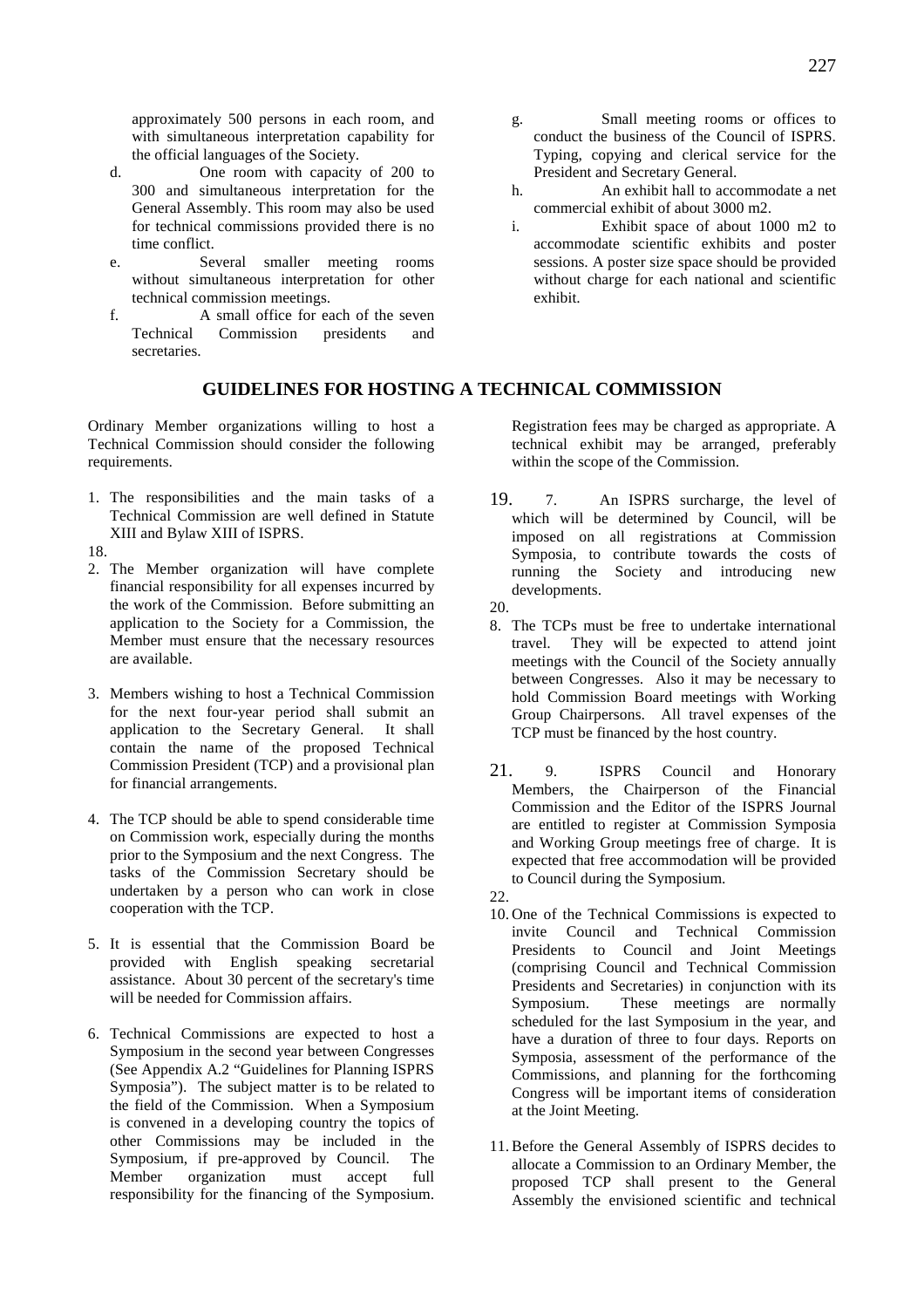approximately 500 persons in each room, and with simultaneous interpretation capability for the official languages of the Society.

d. One room with capacity of 200 to 300 and simultaneous interpretation for the General Assembly. This room may also be used for technical commissions provided there is no time conflict.

e. Several smaller meeting rooms without simultaneous interpretation for other technical commission meetings.

f. A small office for each of the seven Technical Commission presidents and secretaries.

g. Small meeting rooms or offices to conduct the business of the Council of ISPRS. Typing, copying and clerical service for the President and Secretary General.

h. An exhibit hall to accommodate a net commercial exhibit of about 3000 m2.

i. Exhibit space of about 1000 m2 to accommodate scientific exhibits and poster sessions. A poster size space should be provided without charge for each national and scientific exhibit.

## GUIDELINES FOR HOSTING A TECHNICAL COMMISSION

Ordinary Member organizations willing to host a Technical Commission should consider the following requirements.

1. The responsibilities and the main tasks of a Technical Commission are well defined in Statute XIII and Bylaw XIII of ISPRS.

18.

2. The Member organization will have complete financial responsibility for all expenses incurred by the work of the Commission. Before submitting an application to the Society for a Commission, the Member must ensure that the necessary resources are available.

3. Members wishing to host a Technical Commission for the next four-year period shall submit an application to the Secretary General. It shall contain the name of the proposed Technical Commission President (TCP) and a provisional plan for financial arrangements.

4. The TCP should be able to spend considerable time on Commission work, especially during the months prior to the Symposium and the next Congress. The tasks of the Commission Secretary should be undertaken by a person who can work in close cooperation with the TCP.

5. It is essential that the Commission Board be provided with English speaking secretarial assistance. About 30 percent of the secretary's time will be needed for Commission affairs.

6. Technical Commissions are expected to host a Symposium in the second year between Congresses (See Appendix A.2 "Guidelines for Planning ISPRS Symposia"). The subject matter is to be related to the field of the Commission. When a Symposium is convened in a developing country the topics of other Commissions may be included in the Symposium, if pre-approved by Council. The Member organization must accept full responsibility for the financing of the Symposium. Registration fees may be charged as appropriate. A technical exhibit may be arranged, preferably within the scope of the Commission.

19. 7. An ISPRS surcharge, the level of which will be determined by Council, will be imposed on all registrations at Commission Symposia, to contribute towards the costs of running the Society and introducing new developments.

20.

8. The TCPs must be free to undertake international travel. They will be expected to attend joint meetings with the Council of the Society annually between Congresses. Also it may be necessary to hold Commission Board meetings with Working Group Chairpersons. All travel expenses of the TCP must be financed by the host country.

21. 9. ISPRS Council and Honorary Members, the Chairperson of the Financial Commission and the Editor of the ISPRS Journal are entitled to register at Commission Symposia and Working Group meetings free of charge. It is expected that free accommodation will be provided to Council during the Symposium.

22.

10. One of the Technical Commissions is expected to invite Council and Technical Commission Presidents to Council and Joint Meetings (comprising Council and Technical Commission Presidents and Secretaries) in conjunction with its Symposium. These meetings are normally scheduled for the last Symposium in the year, and have a duration of three to four days. Reports on Symposia, assessment of the performance of the Commissions, and planning for the forthcoming Congress will be important items of consideration at the Joint Meeting.

11. Before the General Assembly of ISPRS decides to allocate a Commission to an Ordinary Member, the proposed TCP shall present to the General Assembly the envisioned scientific and technical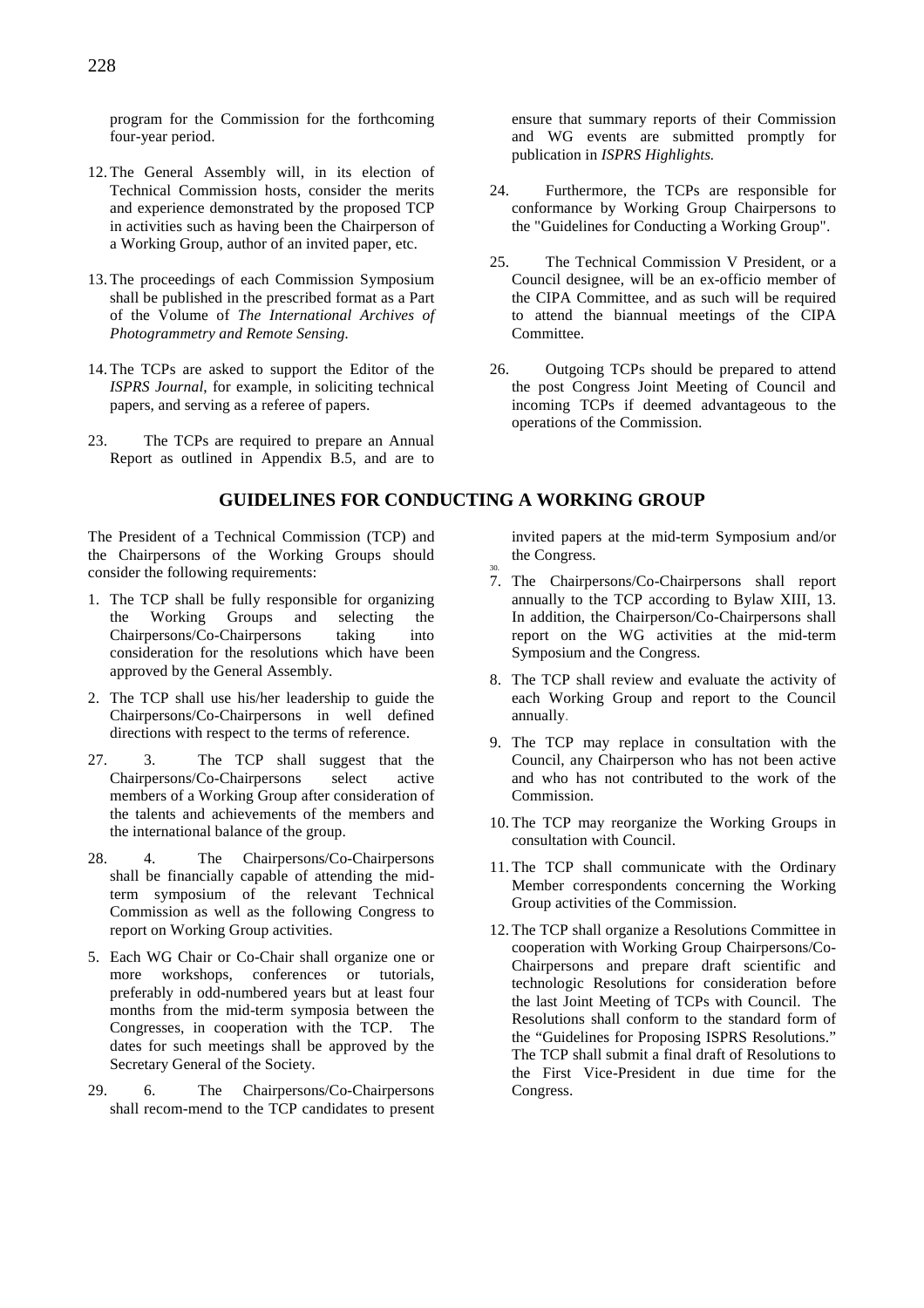program for the Commission for the forthcoming four-year period.

12. The General Assembly will, in its election of Technical Commission hosts, consider the merits and experience demonstrated by the proposed TCP in activities such as having been the Chairperson of a Working Group, author of an invited paper, etc.

13. The proceedings of each Commission Symposium shall be published in the prescribed format as a Part of the Volume of *The International Archives of Photogrammetry and Remote Sensing.*

14. The TCPs are asked to support the Editor of the *ISPRS Journal*, for example, in soliciting technical papers, and serving as a referee of papers.

23. The TCPs are required to prepare an Annual Report as outlined in Appendix B.5, and are to ensure that summary reports of their Commission and WG events are submitted promptly for publication in *ISPRS Highlights.*

24. Furthermore, the TCPs are responsible for conformance by Working Group Chairpersons to the "Guidelines for Conducting a Working Group".

25. The Technical Commission V President, or a Council designee, will be an ex-officio member of the CIPA Committee, and as such will be required to attend the biannual meetings of the CIPA Committee.

26. Outgoing TCPs should be prepared to attend the post Congress Joint Meeting of Council and incoming TCPs if deemed advantageous to the operations of the Commission.

## GUIDELINES FOR CONDUCTING A WORKING GROUP

The President of a Technical Commission (TCP) and the Chairpersons of the Working Groups should consider the following requirements:

1. The TCP shall be fully responsible for organizing the Working Groups and selecting the Chairpersons/Co-Chairpersons taking into consideration for the resolutions which have been approved by the General Assembly.

2. The TCP shall use his/her leadership to guide the Chairpersons/Co-Chairpersons in well defined directions with respect to the terms of reference.

27. 3. The TCP shall suggest that the Chairpersons/Co-Chairpersons select active members of a Working Group after consideration of the talents and achievements of the members and the international balance of the group.

28. 4. The Chairpersons/Co-Chairpersons shall be financially capable of attending the mid-term symposium of the relevant Technical Commission as well as the following Congress to report on Working Group activities.

5. Each WG Chair or Co-Chair shall organize one or more workshops, conferences or tutorials, preferably in odd-numbered years but at least four months from the mid-term symposia between the Congresses, in cooperation with the TCP. The dates for such meetings shall be approved by the Secretary General of the Society.

29. 6. The Chairpersons/Co-Chairpersons shall recom-mend to the TCP candidates to present invited papers at the mid-term Symposium and/or the Congress.

30.

7. The Chairpersons/Co-Chairpersons shall report annually to the TCP according to Bylaw XIII, 13. In addition, the Chairperson/Co-Chairpersons shall report on the WG activities at the mid-term Symposium and the Congress.

8. The TCP shall review and evaluate the activity of each Working Group and report to the Council annually.

9. The TCP may replace in consultation with the Council, any Chairperson who has not been active and who has not contributed to the work of the Commission.

10. The TCP may reorganize the Working Groups in consultation with Council.

11. The TCP shall communicate with the Ordinary Member correspondents concerning the Working Group activities of the Commission.

12. The TCP shall organize a Resolutions Committee in cooperation with Working Group Chairpersons/Co-Chairpersons and prepare draft scientific and technologic Resolutions for consideration before the last Joint Meeting of TCPs with Council. The Resolutions shall conform to the standard form of the "Guidelines for Proposing ISPRS Resolutions." The TCP shall submit a final draft of Resolutions to the First Vice-President in due time for the Congress.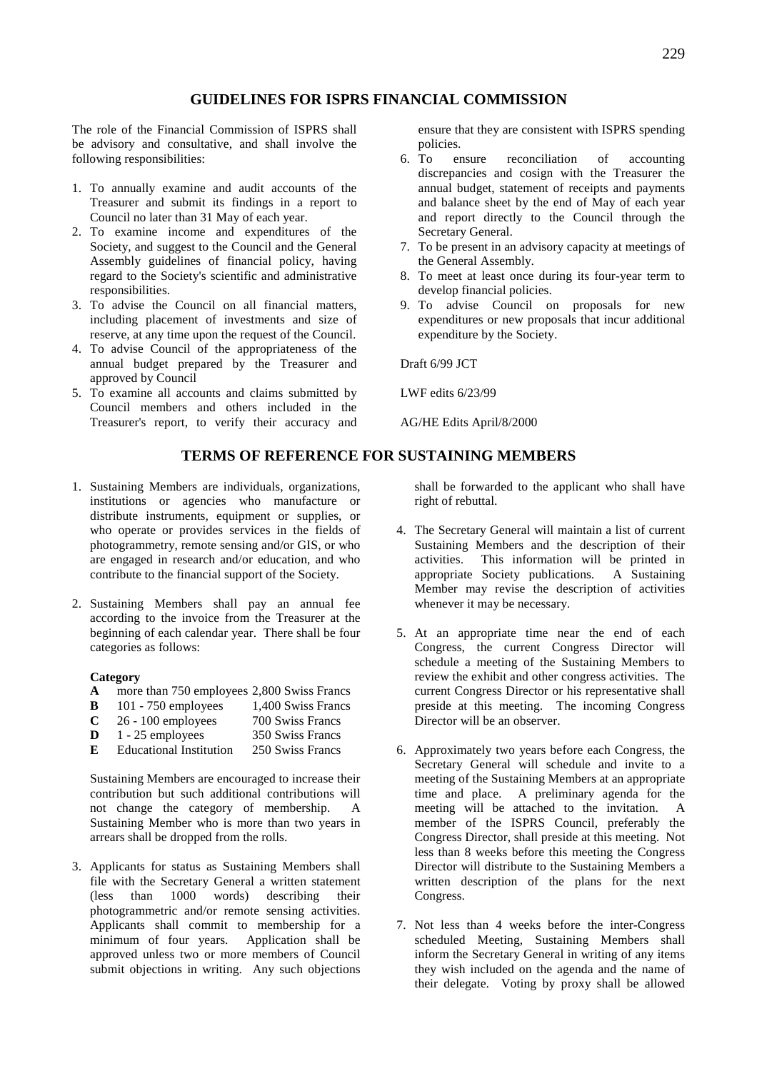## GUIDELINES FOR ISPRS FINANCIAL COMMISSION

The role of the Financial Commission of ISPRS shall be advisory and consultative, and shall involve the following responsibilities:

1. To annually examine and audit accounts of the Treasurer and submit its findings in a report to Council no later than 31 May of each year.
2. To examine income and expenditures of the Society, and suggest to the Council and the General Assembly guidelines of financial policy, having regard to the Society's scientific and administrative responsibilities.
3. To advise the Council on all financial matters, including placement of investments and size of reserve, at any time upon the request of the Council.
4. To advise Council of the appropriateness of the annual budget prepared by the Treasurer and approved by Council
5. To examine all accounts and claims submitted by Council members and others included in the Treasurer's report, to verify their accuracy and ensure that they are consistent with ISPRS spending policies.
6. To ensure reconciliation of accounting discrepancies and cosign with the Treasurer the annual budget, statement of receipts and payments and balance sheet by the end of May of each year and report directly to the Council through the Secretary General.
7. To be present in an advisory capacity at meetings of the General Assembly.
8. To meet at least once during its four-year term to develop financial policies.
9. To advise Council on proposals for new expenditures or new proposals that incur additional expenditure by the Society.

Draft 6/99 JCT

LWF edits 6/23/99

AG/HE Edits April/8/2000

## TERMS OF REFERENCE FOR SUSTAINING MEMBERS

1. Sustaining Members are individuals, organizations, institutions or agencies who manufacture or distribute instruments, equipment or supplies, or who operate or provides services in the fields of photogrammetry, remote sensing and/or GIS, or who are engaged in research and/or education, and who contribute to the financial support of the Society.

2. Sustaining Members shall pay an annual fee according to the invoice from the Treasurer at the beginning of each calendar year. There shall be four categories as follows:

   | **Category** | | |
   |---|---|---|
   | **A** | more than 750 employees | 2,800 Swiss Francs |
   | **B** | 101 - 750 employees | 1,400 Swiss Francs |
   | **C** | 26 - 100 employees | 700 Swiss Francs |
   | **D** | 1 - 25 employees | 350 Swiss Francs |
   | **E** | Educational Institution | 250 Swiss Francs |

   Sustaining Members are encouraged to increase their contribution but such additional contributions will not change the category of membership. A Sustaining Member who is more than two years in arrears shall be dropped from the rolls.

3. Applicants for status as Sustaining Members shall file with the Secretary General a written statement (less than 1000 words) describing their photogrammetric and/or remote sensing activities. Applicants shall commit to membership for a minimum of four years. Application shall be approved unless two or more members of Council submit objections in writing. Any such objections shall be forwarded to the applicant who shall have right of rebuttal.

4. The Secretary General will maintain a list of current Sustaining Members and the description of their activities. This information will be printed in appropriate Society publications. A Sustaining Member may revise the description of activities whenever it may be necessary.

5. At an appropriate time near the end of each Congress, the current Congress Director will schedule a meeting of the Sustaining Members to review the exhibit and other congress activities. The current Congress Director or his representative shall preside at this meeting. The incoming Congress Director will be an observer.

6. Approximately two years before each Congress, the Secretary General will schedule and invite to a meeting of the Sustaining Members at an appropriate time and place. A preliminary agenda for the meeting will be attached to the invitation. A member of the ISPRS Council, preferably the Congress Director, shall preside at this meeting. Not less than 8 weeks before this meeting the Congress Director will distribute to the Sustaining Members a written description of the plans for the next Congress.

7. Not less than 4 weeks before the inter-Congress scheduled Meeting, Sustaining Members shall inform the Secretary General in writing of any items they wish included on the agenda and the name of their delegate. Voting by proxy shall be allowed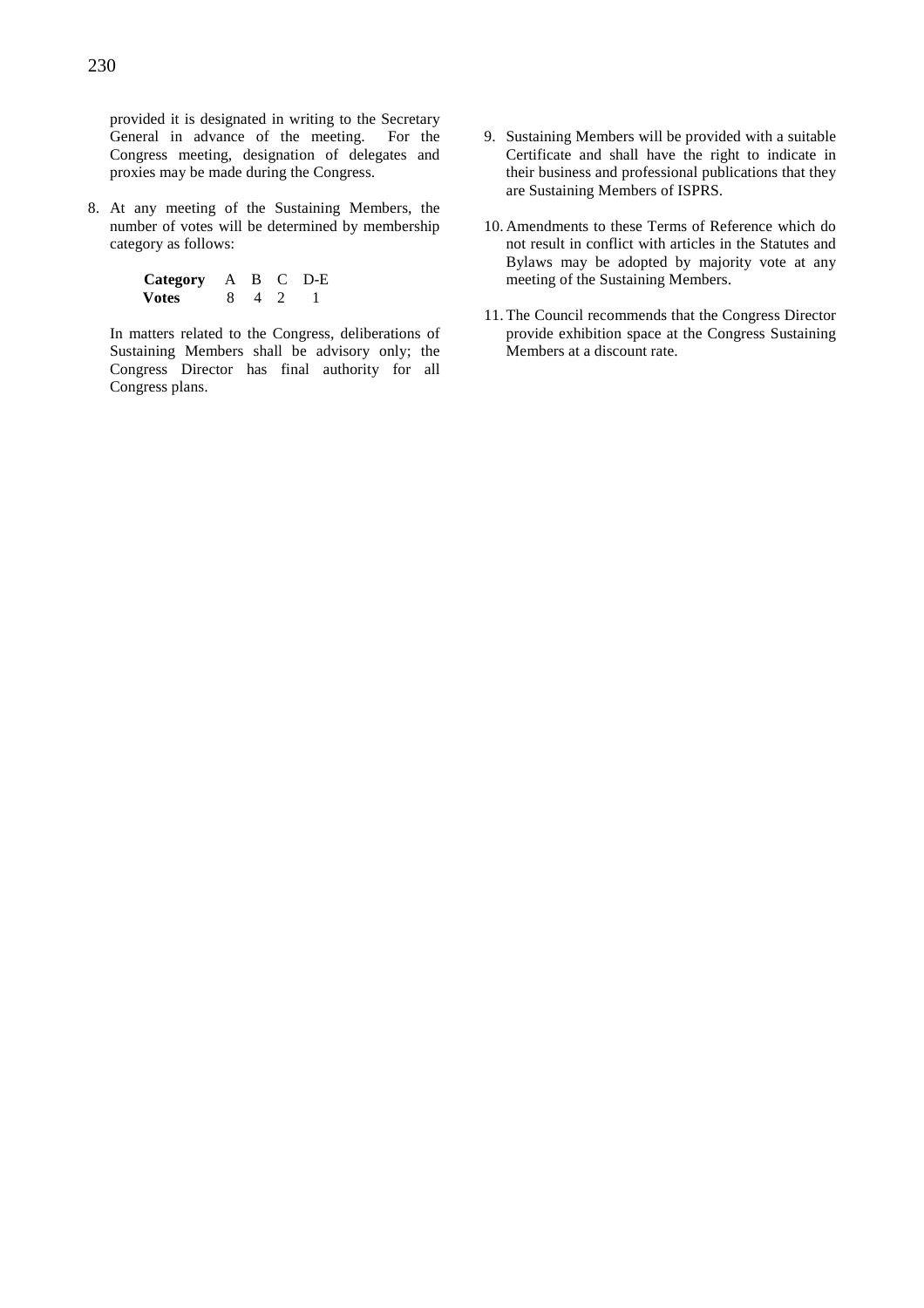provided it is designated in writing to the Secretary General in advance of the meeting. For the Congress meeting, designation of delegates and proxies may be made during the Congress.

8. At any meeting of the Sustaining Members, the number of votes will be determined by membership category as follows:

| **Category** | A | B | C | D-E |
|---|---|---|---|---|
| **Votes** | 8 | 4 | 2 | 1 |

In matters related to the Congress, deliberations of Sustaining Members shall be advisory only; the Congress Director has final authority for all Congress plans.

9. Sustaining Members will be provided with a suitable Certificate and shall have the right to indicate in their business and professional publications that they are Sustaining Members of ISPRS.

10. Amendments to these Terms of Reference which do not result in conflict with articles in the Statutes and Bylaws may be adopted by majority vote at any meeting of the Sustaining Members.

11. The Council recommends that the Congress Director provide exhibition space at the Congress Sustaining Members at a discount rate.